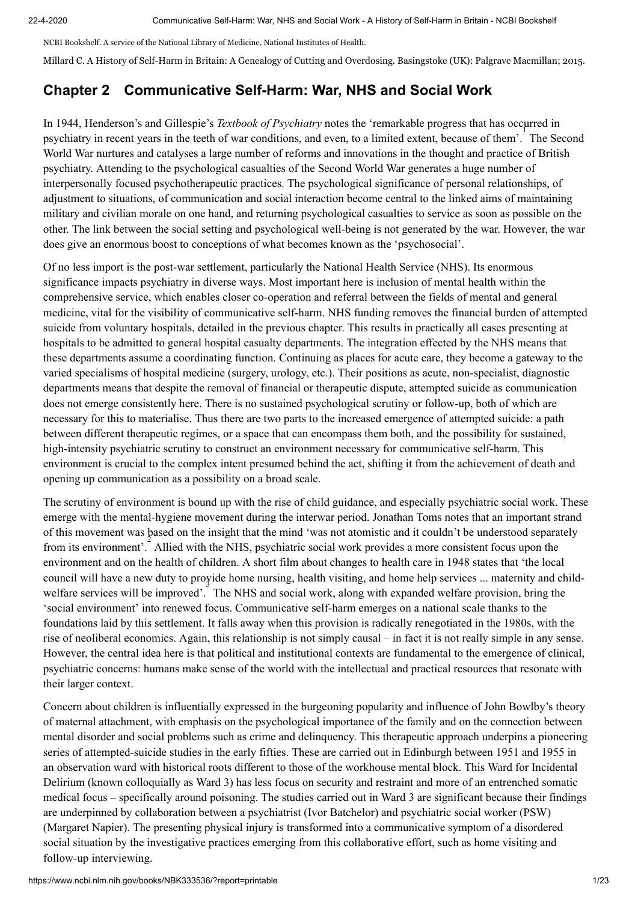NCBI Bookshelf. A service of the National Library of Medicine, National Institutes of Health.

Millard C. A History of Self-Harm in Britain: A Genealogy of Cutting and Overdosing. Basingstoke (UK): Palgrave Macmillan; 2015.

## Chapter 2 Communicative Self-Harm: War, NHS and Social Work

In 1944, Henderson's and Gillespie's *Textbook of Psychiatry* notes the 'remarkable progress that has occurred in psychiatry in recent years in the teeth of war conditions, and even, to a limited extent, because of them'.[1] The Second World War nurtures and catalyses a large number of reforms and innovations in the thought and practice of British psychiatry. Attending to the psychological casualties of the Second World War generates a huge number of interpersonally focused psychotherapeutic practices. The psychological significance of personal relationships, of adjustment to situations, of communication and social interaction become central to the linked aims of maintaining military and civilian morale on one hand, and returning psychological casualties to service as soon as possible on the other. The link between the social setting and psychological well-being is not generated by the war. However, the war does give an enormous boost to conceptions of what becomes known as the 'psychosocial'.

Of no less import is the post-war settlement, particularly the National Health Service (NHS). Its enormous significance impacts psychiatry in diverse ways. Most important here is inclusion of mental health within the comprehensive service, which enables closer co-operation and referral between the fields of mental and general medicine, vital for the visibility of communicative self-harm. NHS funding removes the financial burden of attempted suicide from voluntary hospitals, detailed in the previous chapter. This results in practically all cases presenting at hospitals to be admitted to general hospital casualty departments. The integration effected by the NHS means that these departments assume a coordinating function. Continuing as places for acute care, they become a gateway to the varied specialisms of hospital medicine (surgery, urology, etc.). Their positions as acute, non-specialist, diagnostic departments means that despite the removal of financial or therapeutic dispute, attempted suicide as communication does not emerge consistently here. There is no sustained psychological scrutiny or follow-up, both of which are necessary for this to materialise. Thus there are two parts to the increased emergence of attempted suicide: a path between different therapeutic regimes, or a space that can encompass them both, and the possibility for sustained, high-intensity psychiatric scrutiny to construct an environment necessary for communicative self-harm. This environment is crucial to the complex intent presumed behind the act, shifting it from the achievement of death and opening up communication as a possibility on a broad scale.

The scrutiny of environment is bound up with the rise of child guidance, and especially psychiatric social work. These emerge with the mental-hygiene movement during the interwar period. Jonathan Toms notes that an important strand of this movement was based on the insight that the mind 'was not atomistic and it couldn't be understood separately from its environment'.[2] Allied with the NHS, psychiatric social work provides a more consistent focus upon the environment and on the health of children. A short film about changes to health care in 1948 states that 'the local council will have a new duty to provide home nursing, health visiting, and home help services ... maternity and child-welfare services will be improved'.[3] The NHS and social work, along with expanded welfare provision, bring the 'social environment' into renewed focus. Communicative self-harm emerges on a national scale thanks to the foundations laid by this settlement. It falls away when this provision is radically renegotiated in the 1980s, with the rise of neoliberal economics. Again, this relationship is not simply causal – in fact it is not really simple in any sense. However, the central idea here is that political and institutional contexts are fundamental to the emergence of clinical, psychiatric concerns: humans make sense of the world with the intellectual and practical resources that resonate with their larger context.

Concern about children is influentially expressed in the burgeoning popularity and influence of John Bowlby's theory of maternal attachment, with emphasis on the psychological importance of the family and on the connection between mental disorder and social problems such as crime and delinquency. This therapeutic approach underpins a pioneering series of attempted-suicide studies in the early fifties. These are carried out in Edinburgh between 1951 and 1955 in an observation ward with historical roots different to those of the workhouse mental block. This Ward for Incidental Delirium (known colloquially as Ward 3) has less focus on security and restraint and more of an entrenched somatic medical focus – specifically around poisoning. The studies carried out in Ward 3 are significant because their findings are underpinned by collaboration between a psychiatrist (Ivor Batchelor) and psychiatric social worker (PSW) (Margaret Napier). The presenting physical injury is transformed into a communicative symptom of a disordered social situation by the investigative practices emerging from this collaborative effort, such as home visiting and follow-up interviewing.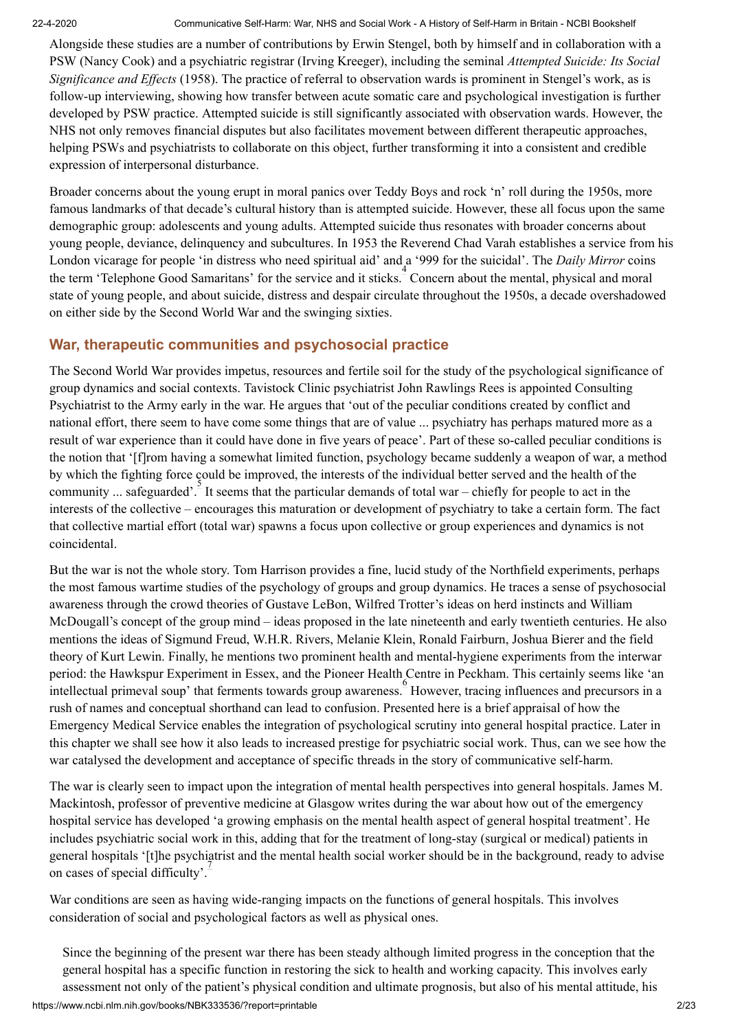Alongside these studies are a number of contributions by Erwin Stengel, both by himself and in collaboration with a PSW (Nancy Cook) and a psychiatric registrar (Irving Kreeger), including the seminal *Attempted Suicide: Its Social Significance and Effects* (1958). The practice of referral to observation wards is prominent in Stengel's work, as is follow-up interviewing, showing how transfer between acute somatic care and psychological investigation is further developed by PSW practice. Attempted suicide is still significantly associated with observation wards. However, the NHS not only removes financial disputes but also facilitates movement between different therapeutic approaches, helping PSWs and psychiatrists to collaborate on this object, further transforming it into a consistent and credible expression of interpersonal disturbance.

Broader concerns about the young erupt in moral panics over Teddy Boys and rock 'n' roll during the 1950s, more famous landmarks of that decade's cultural history than is attempted suicide. However, these all focus upon the same demographic group: adolescents and young adults. Attempted suicide thus resonates with broader concerns about young people, deviance, delinquency and subcultures. In 1953 the Reverend Chad Varah establishes a service from his London vicarage for people 'in distress who need spiritual aid' and a '999 for the suicidal'. The *Daily Mirror* coins the term 'Telephone Good Samaritans' for the service and it sticks.[4] Concern about the mental, physical and moral state of young people, and about suicide, distress and despair circulate throughout the 1950s, a decade overshadowed on either side by the Second World War and the swinging sixties.

## War, therapeutic communities and psychosocial practice

The Second World War provides impetus, resources and fertile soil for the study of the psychological significance of group dynamics and social contexts. Tavistock Clinic psychiatrist John Rawlings Rees is appointed Consulting Psychiatrist to the Army early in the war. He argues that 'out of the peculiar conditions created by conflict and national effort, there seem to have come some things that are of value ... psychiatry has perhaps matured more as a result of war experience than it could have done in five years of peace'. Part of these so-called peculiar conditions is the notion that '[f]rom having a somewhat limited function, psychology became suddenly a weapon of war, a method by which the fighting force could be improved, the interests of the individual better served and the health of the community ... safeguarded'.[5] It seems that the particular demands of total war – chiefly for people to act in the interests of the collective – encourages this maturation or development of psychiatry to take a certain form. The fact that collective martial effort (total war) spawns a focus upon collective or group experiences and dynamics is not coincidental.

But the war is not the whole story. Tom Harrison provides a fine, lucid study of the Northfield experiments, perhaps the most famous wartime studies of the psychology of groups and group dynamics. He traces a sense of psychosocial awareness through the crowd theories of Gustave LeBon, Wilfred Trotter's ideas on herd instincts and William McDougall's concept of the group mind – ideas proposed in the late nineteenth and early twentieth centuries. He also mentions the ideas of Sigmund Freud, W.H.R. Rivers, Melanie Klein, Ronald Fairburn, Joshua Bierer and the field theory of Kurt Lewin. Finally, he mentions two prominent health and mental-hygiene experiments from the interwar period: the Hawkspur Experiment in Essex, and the Pioneer Health Centre in Peckham. This certainly seems like 'an intellectual primeval soup' that ferments towards group awareness.[6] However, tracing influences and precursors in a rush of names and conceptual shorthand can lead to confusion. Presented here is a brief appraisal of how the Emergency Medical Service enables the integration of psychological scrutiny into general hospital practice. Later in this chapter we shall see how it also leads to increased prestige for psychiatric social work. Thus, can we see how the war catalysed the development and acceptance of specific threads in the story of communicative self-harm.

The war is clearly seen to impact upon the integration of mental health perspectives into general hospitals. James M. Mackintosh, professor of preventive medicine at Glasgow writes during the war about how out of the emergency hospital service has developed 'a growing emphasis on the mental health aspect of general hospital treatment'. He includes psychiatric social work in this, adding that for the treatment of long-stay (surgical or medical) patients in general hospitals '[t]he psychiatrist and the mental health social worker should be in the background, ready to advise on cases of special difficulty'.[7]

War conditions are seen as having wide-ranging impacts on the functions of general hospitals. This involves consideration of social and psychological factors as well as physical ones.

> Since the beginning of the present war there has been steady although limited progress in the conception that the general hospital has a specific function in restoring the sick to health and working capacity. This involves early assessment not only of the patient's physical condition and ultimate prognosis, but also of his mental attitude, his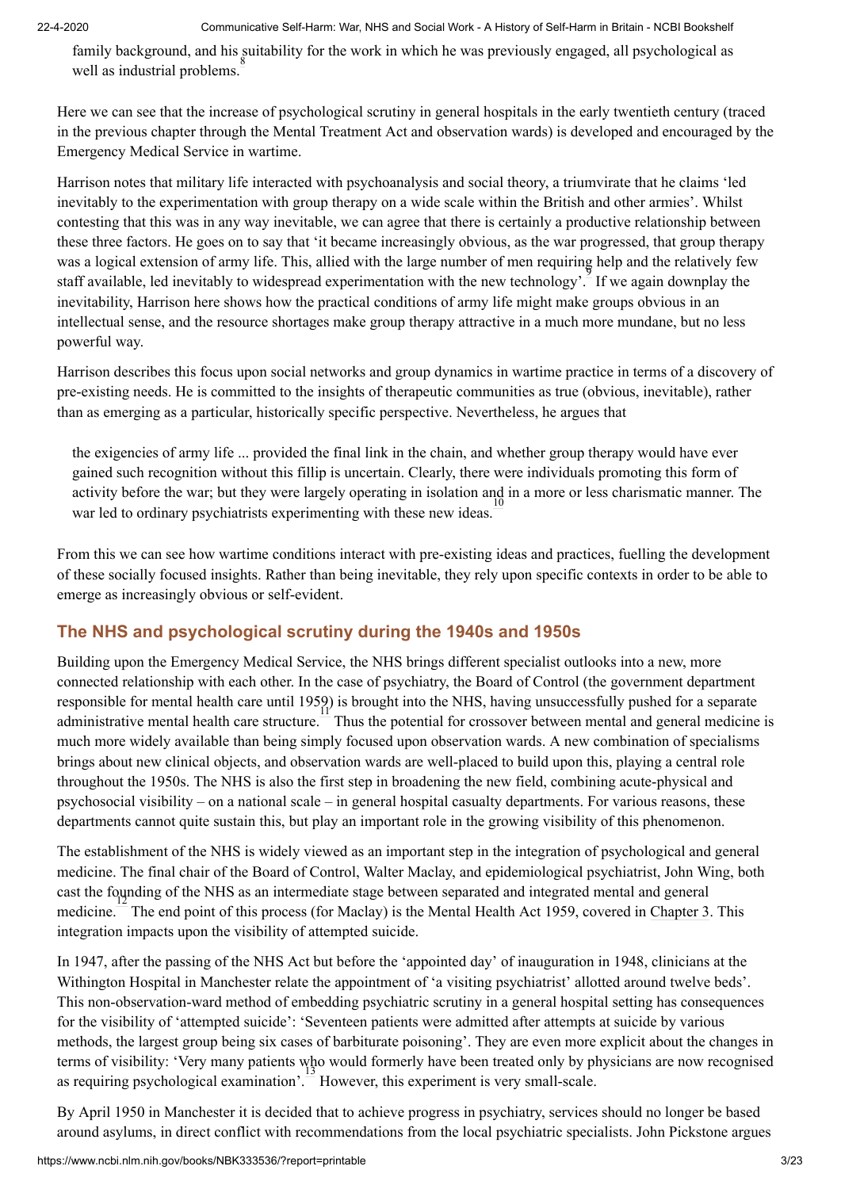family background, and his suitability for the work in which he was previously engaged, all psychological as well as industrial problems.[8]

Here we can see that the increase of psychological scrutiny in general hospitals in the early twentieth century (traced in the previous chapter through the Mental Treatment Act and observation wards) is developed and encouraged by the Emergency Medical Service in wartime.

Harrison notes that military life interacted with psychoanalysis and social theory, a triumvirate that he claims 'led inevitably to the experimentation with group therapy on a wide scale within the British and other armies'. Whilst contesting that this was in any way inevitable, we can agree that there is certainly a productive relationship between these three factors. He goes on to say that 'it became increasingly obvious, as the war progressed, that group therapy was a logical extension of army life. This, allied with the large number of men requiring help and the relatively few staff available, led inevitably to widespread experimentation with the new technology'.[9] If we again downplay the inevitability, Harrison here shows how the practical conditions of army life might make groups obvious in an intellectual sense, and the resource shortages make group therapy attractive in a much more mundane, but no less powerful way.

Harrison describes this focus upon social networks and group dynamics in wartime practice in terms of a discovery of pre-existing needs. He is committed to the insights of therapeutic communities as true (obvious, inevitable), rather than as emerging as a particular, historically specific perspective. Nevertheless, he argues that

> the exigencies of army life ... provided the final link in the chain, and whether group therapy would have ever gained such recognition without this fillip is uncertain. Clearly, there were individuals promoting this form of activity before the war; but they were largely operating in isolation and in a more or less charismatic manner. The war led to ordinary psychiatrists experimenting with these new ideas.[10]

From this we can see how wartime conditions interact with pre-existing ideas and practices, fuelling the development of these socially focused insights. Rather than being inevitable, they rely upon specific contexts in order to be able to emerge as increasingly obvious or self-evident.

## The NHS and psychological scrutiny during the 1940s and 1950s

Building upon the Emergency Medical Service, the NHS brings different specialist outlooks into a new, more connected relationship with each other. In the case of psychiatry, the Board of Control (the government department responsible for mental health care until 1959) is brought into the NHS, having unsuccessfully pushed for a separate administrative mental health care structure.[11] Thus the potential for crossover between mental and general medicine is much more widely available than being simply focused upon observation wards. A new combination of specialisms brings about new clinical objects, and observation wards are well-placed to build upon this, playing a central role throughout the 1950s. The NHS is also the first step in broadening the new field, combining acute-physical and psychosocial visibility – on a national scale – in general hospital casualty departments. For various reasons, these departments cannot quite sustain this, but play an important role in the growing visibility of this phenomenon.

The establishment of the NHS is widely viewed as an important step in the integration of psychological and general medicine. The final chair of the Board of Control, Walter Maclay, and epidemiological psychiatrist, John Wing, both cast the founding of the NHS as an intermediate stage between separated and integrated mental and general medicine.[12] The end point of this process (for Maclay) is the Mental Health Act 1959, covered in Chapter 3. This integration impacts upon the visibility of attempted suicide.

In 1947, after the passing of the NHS Act but before the 'appointed day' of inauguration in 1948, clinicians at the Withington Hospital in Manchester relate the appointment of 'a visiting psychiatrist' allotted around twelve beds'. This non-observation-ward method of embedding psychiatric scrutiny in a general hospital setting has consequences for the visibility of 'attempted suicide': 'Seventeen patients were admitted after attempts at suicide by various methods, the largest group being six cases of barbiturate poisoning'. They are even more explicit about the changes in terms of visibility: 'Very many patients who would formerly have been treated only by physicians are now recognised as requiring psychological examination'.[13] However, this experiment is very small-scale.

By April 1950 in Manchester it is decided that to achieve progress in psychiatry, services should no longer be based around asylums, in direct conflict with recommendations from the local psychiatric specialists. John Pickstone argues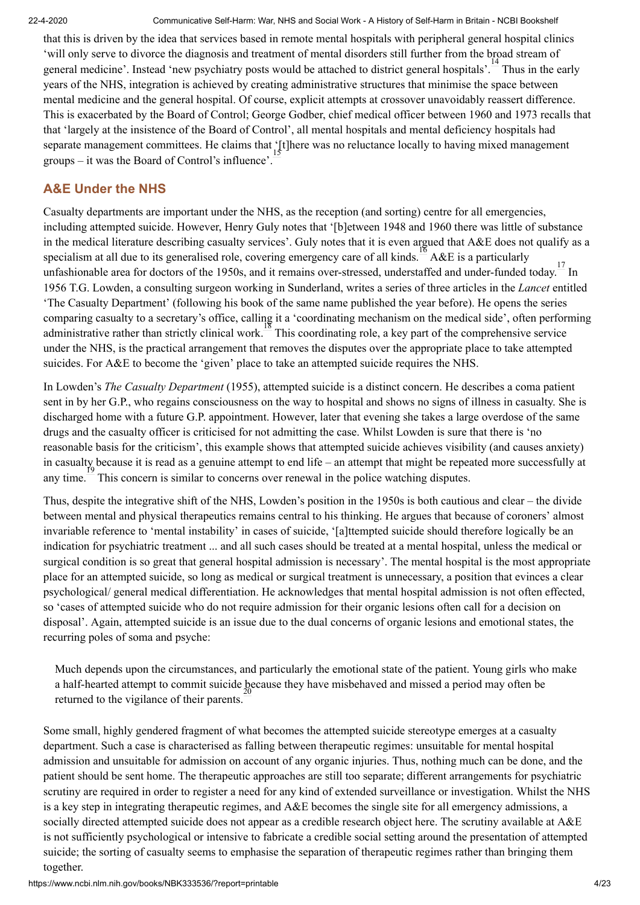that this is driven by the idea that services based in remote mental hospitals with peripheral general hospital clinics 'will only serve to divorce the diagnosis and treatment of mental disorders still further from the broad stream of general medicine'. Instead 'new psychiatry posts would be attached to district general hospitals'.[14] Thus in the early years of the NHS, integration is achieved by creating administrative structures that minimise the space between mental medicine and the general hospital. Of course, explicit attempts at crossover unavoidably reassert difference. This is exacerbated by the Board of Control; George Godber, chief medical officer between 1960 and 1973 recalls that that 'largely at the insistence of the Board of Control', all mental hospitals and mental deficiency hospitals had separate management committees. He claims that '[t]here was no reluctance locally to having mixed management groups – it was the Board of Control's influence'.[15]

## A&E Under the NHS

Casualty departments are important under the NHS, as the reception (and sorting) centre for all emergencies, including attempted suicide. However, Henry Guly notes that '[b]etween 1948 and 1960 there was little of substance in the medical literature describing casualty services'. Guly notes that it is even argued that A&E does not qualify as a specialism at all due to its generalised role, covering emergency care of all kinds.[16] A&E is a particularly unfashionable area for doctors of the 1950s, and it remains over-stressed, understaffed and under-funded today.[17] In 1956 T.G. Lowden, a consulting surgeon working in Sunderland, writes a series of three articles in the *Lancet* entitled 'The Casualty Department' (following his book of the same name published the year before). He opens the series comparing casualty to a secretary's office, calling it a 'coordinating mechanism on the medical side', often performing administrative rather than strictly clinical work.[18] This coordinating role, a key part of the comprehensive service under the NHS, is the practical arrangement that removes the disputes over the appropriate place to take attempted suicides. For A&E to become the 'given' place to take an attempted suicide requires the NHS.

In Lowden's *The Casualty Department* (1955), attempted suicide is a distinct concern. He describes a coma patient sent in by her G.P., who regains consciousness on the way to hospital and shows no signs of illness in casualty. She is discharged home with a future G.P. appointment. However, later that evening she takes a large overdose of the same drugs and the casualty officer is criticised for not admitting the case. Whilst Lowden is sure that there is 'no reasonable basis for the criticism', this example shows that attempted suicide achieves visibility (and causes anxiety) in casualty because it is read as a genuine attempt to end life – an attempt that might be repeated more successfully at any time.[19] This concern is similar to concerns over renewal in the police watching disputes.

Thus, despite the integrative shift of the NHS, Lowden's position in the 1950s is both cautious and clear – the divide between mental and physical therapeutics remains central to his thinking. He argues that because of coroners' almost invariable reference to 'mental instability' in cases of suicide, '[a]ttempted suicide should therefore logically be an indication for psychiatric treatment ... and all such cases should be treated at a mental hospital, unless the medical or surgical condition is so great that general hospital admission is necessary'. The mental hospital is the most appropriate place for an attempted suicide, so long as medical or surgical treatment is unnecessary, a position that evinces a clear psychological/ general medical differentiation. He acknowledges that mental hospital admission is not often effected, so 'cases of attempted suicide who do not require admission for their organic lesions often call for a decision on disposal'. Again, attempted suicide is an issue due to the dual concerns of organic lesions and emotional states, the recurring poles of soma and psyche:

> Much depends upon the circumstances, and particularly the emotional state of the patient. Young girls who make a half-hearted attempt to commit suicide because they have misbehaved and missed a period may often be returned to the vigilance of their parents.[20]

Some small, highly gendered fragment of what becomes the attempted suicide stereotype emerges at a casualty department. Such a case is characterised as falling between therapeutic regimes: unsuitable for mental hospital admission and unsuitable for admission on account of any organic injuries. Thus, nothing much can be done, and the patient should be sent home. The therapeutic approaches are still too separate; different arrangements for psychiatric scrutiny are required in order to register a need for any kind of extended surveillance or investigation. Whilst the NHS is a key step in integrating therapeutic regimes, and A&E becomes the single site for all emergency admissions, a socially directed attempted suicide does not appear as a credible research object here. The scrutiny available at A&E is not sufficiently psychological or intensive to fabricate a credible social setting around the presentation of attempted suicide; the sorting of casualty seems to emphasise the separation of therapeutic regimes rather than bringing them together.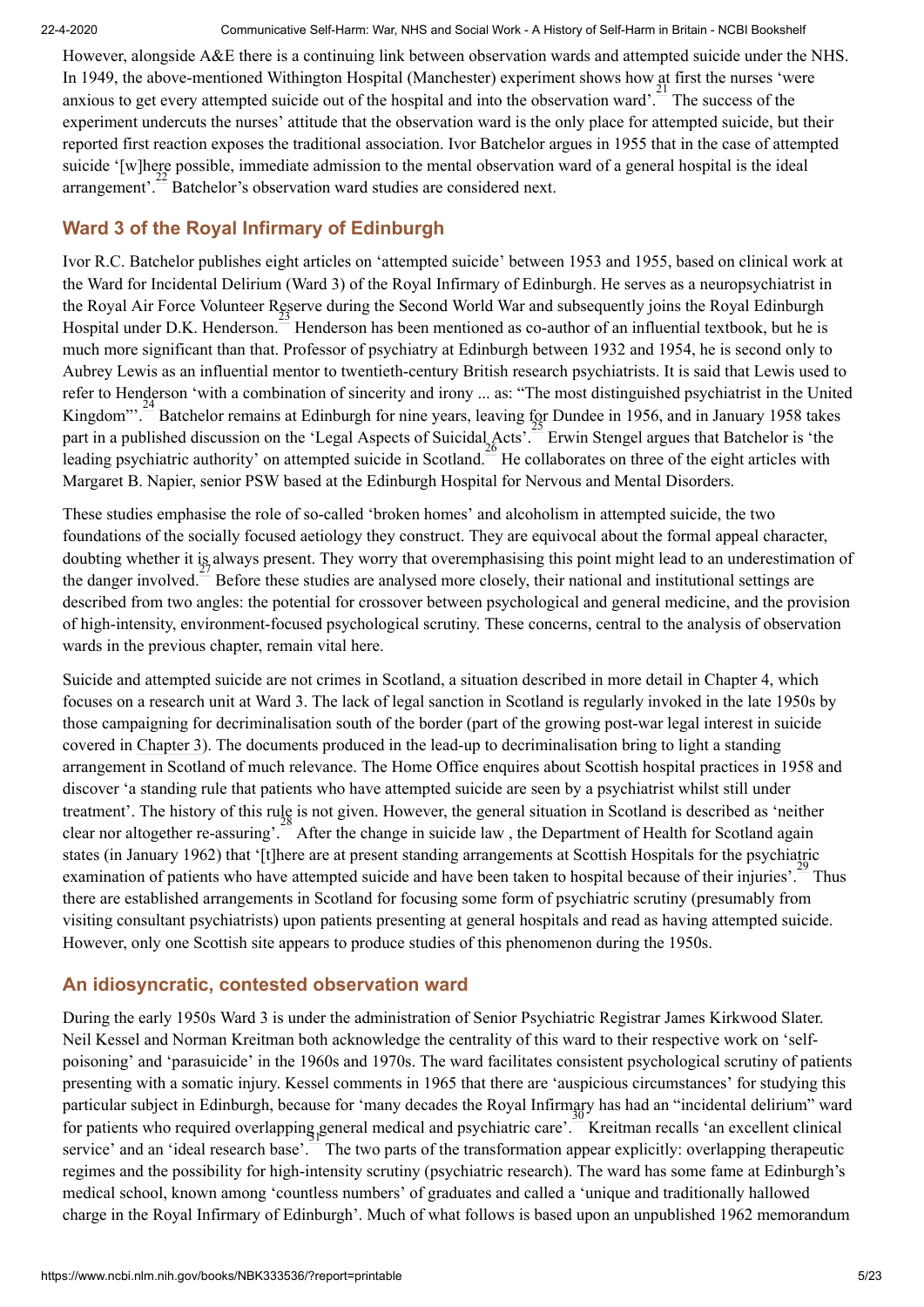However, alongside A&E there is a continuing link between observation wards and attempted suicide under the NHS. In 1949, the above-mentioned Withington Hospital (Manchester) experiment shows how at first the nurses 'were anxious to get every attempted suicide out of the hospital and into the observation ward'.[21] The success of the experiment undercuts the nurses' attitude that the observation ward is the only place for attempted suicide, but their reported first reaction exposes the traditional association. Ivor Batchelor argues in 1955 that in the case of attempted suicide '[w]here possible, immediate admission to the mental observation ward of a general hospital is the ideal arrangement'.[22] Batchelor's observation ward studies are considered next.

## Ward 3 of the Royal Infirmary of Edinburgh

Ivor R.C. Batchelor publishes eight articles on 'attempted suicide' between 1953 and 1955, based on clinical work at the Ward for Incidental Delirium (Ward 3) of the Royal Infirmary of Edinburgh. He serves as a neuropsychiatrist in the Royal Air Force Volunteer Reserve during the Second World War and subsequently joins the Royal Edinburgh Hospital under D.K. Henderson.[23] Henderson has been mentioned as co-author of an influential textbook, but he is much more significant than that. Professor of psychiatry at Edinburgh between 1932 and 1954, he is second only to Aubrey Lewis as an influential mentor to twentieth-century British research psychiatrists. It is said that Lewis used to refer to Henderson 'with a combination of sincerity and irony ... as: "The most distinguished psychiatrist in the United Kingdom"'.[24] Batchelor remains at Edinburgh for nine years, leaving for Dundee in 1956, and in January 1958 takes part in a published discussion on the 'Legal Aspects of Suicidal Acts'.[25] Erwin Stengel argues that Batchelor is 'the leading psychiatric authority' on attempted suicide in Scotland.[26] He collaborates on three of the eight articles with Margaret B. Napier, senior PSW based at the Edinburgh Hospital for Nervous and Mental Disorders.

These studies emphasise the role of so-called 'broken homes' and alcoholism in attempted suicide, the two foundations of the socially focused aetiology they construct. They are equivocal about the formal appeal character, doubting whether it is always present. They worry that overemphasising this point might lead to an underestimation of the danger involved.[27] Before these studies are analysed more closely, their national and institutional settings are described from two angles: the potential for crossover between psychological and general medicine, and the provision of high-intensity, environment-focused psychological scrutiny. These concerns, central to the analysis of observation wards in the previous chapter, remain vital here.

Suicide and attempted suicide are not crimes in Scotland, a situation described in more detail in Chapter 4, which focuses on a research unit at Ward 3. The lack of legal sanction in Scotland is regularly invoked in the late 1950s by those campaigning for decriminalisation south of the border (part of the growing post-war legal interest in suicide covered in Chapter 3). The documents produced in the lead-up to decriminalisation bring to light a standing arrangement in Scotland of much relevance. The Home Office enquires about Scottish hospital practices in 1958 and discover 'a standing rule that patients who have attempted suicide are seen by a psychiatrist whilst still under treatment'. The history of this rule is not given. However, the general situation in Scotland is described as 'neither clear nor altogether re-assuring'.[28] After the change in suicide law , the Department of Health for Scotland again states (in January 1962) that '[t]here are at present standing arrangements at Scottish Hospitals for the psychiatric examination of patients who have attempted suicide and have been taken to hospital because of their injuries'.[29] Thus there are established arrangements in Scotland for focusing some form of psychiatric scrutiny (presumably from visiting consultant psychiatrists) upon patients presenting at general hospitals and read as having attempted suicide. However, only one Scottish site appears to produce studies of this phenomenon during the 1950s.

## An idiosyncratic, contested observation ward

During the early 1950s Ward 3 is under the administration of Senior Psychiatric Registrar James Kirkwood Slater. Neil Kessel and Norman Kreitman both acknowledge the centrality of this ward to their respective work on 'self-poisoning' and 'parasuicide' in the 1960s and 1970s. The ward facilitates consistent psychological scrutiny of patients presenting with a somatic injury. Kessel comments in 1965 that there are 'auspicious circumstances' for studying this particular subject in Edinburgh, because for 'many decades the Royal Infirmary has had an "incidental delirium" ward for patients who required overlapping general medical and psychiatric care'.[30] Kreitman recalls 'an excellent clinical service' and an 'ideal research base'.[31] The two parts of the transformation appear explicitly: overlapping therapeutic regimes and the possibility for high-intensity scrutiny (psychiatric research). The ward has some fame at Edinburgh's medical school, known among 'countless numbers' of graduates and called a 'unique and traditionally hallowed charge in the Royal Infirmary of Edinburgh'. Much of what follows is based upon an unpublished 1962 memorandum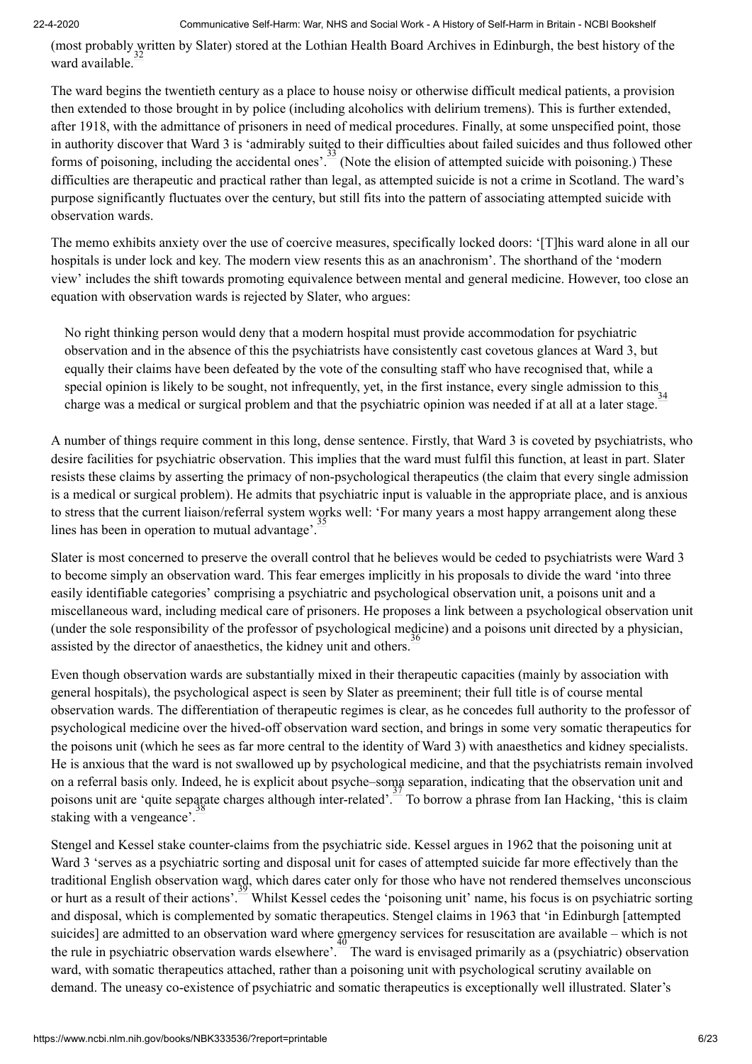(most probably written by Slater) stored at the Lothian Health Board Archives in Edinburgh, the best history of the ward available.[32]

The ward begins the twentieth century as a place to house noisy or otherwise difficult medical patients, a provision then extended to those brought in by police (including alcoholics with delirium tremens). This is further extended, after 1918, with the admittance of prisoners in need of medical procedures. Finally, at some unspecified point, those in authority discover that Ward 3 is 'admirably suited to their difficulties about failed suicides and thus followed other forms of poisoning, including the accidental ones'.[33] (Note the elision of attempted suicide with poisoning.) These difficulties are therapeutic and practical rather than legal, as attempted suicide is not a crime in Scotland. The ward's purpose significantly fluctuates over the century, but still fits into the pattern of associating attempted suicide with observation wards.

The memo exhibits anxiety over the use of coercive measures, specifically locked doors: '[T]his ward alone in all our hospitals is under lock and key. The modern view resents this as an anachronism'. The shorthand of the 'modern view' includes the shift towards promoting equivalence between mental and general medicine. However, too close an equation with observation wards is rejected by Slater, who argues:

> No right thinking person would deny that a modern hospital must provide accommodation for psychiatric observation and in the absence of this the psychiatrists have consistently cast covetous glances at Ward 3, but equally their claims have been defeated by the vote of the consulting staff who have recognised that, while a special opinion is likely to be sought, not infrequently, yet, in the first instance, every single admission to this charge was a medical or surgical problem and that the psychiatric opinion was needed if at all at a later stage.[34]

A number of things require comment in this long, dense sentence. Firstly, that Ward 3 is coveted by psychiatrists, who desire facilities for psychiatric observation. This implies that the ward must fulfil this function, at least in part. Slater resists these claims by asserting the primacy of non-psychological therapeutics (the claim that every single admission is a medical or surgical problem). He admits that psychiatric input is valuable in the appropriate place, and is anxious to stress that the current liaison/referral system works well: 'For many years a most happy arrangement along these lines has been in operation to mutual advantage'.[35]

Slater is most concerned to preserve the overall control that he believes would be ceded to psychiatrists were Ward 3 to become simply an observation ward. This fear emerges implicitly in his proposals to divide the ward 'into three easily identifiable categories' comprising a psychiatric and psychological observation unit, a poisons unit and a miscellaneous ward, including medical care of prisoners. He proposes a link between a psychological observation unit (under the sole responsibility of the professor of psychological medicine) and a poisons unit directed by a physician, assisted by the director of anaesthetics, the kidney unit and others.[36]

Even though observation wards are substantially mixed in their therapeutic capacities (mainly by association with general hospitals), the psychological aspect is seen by Slater as preeminent; their full title is of course mental observation wards. The differentiation of therapeutic regimes is clear, as he concedes full authority to the professor of psychological medicine over the hived-off observation ward section, and brings in some very somatic therapeutics for the poisons unit (which he sees as far more central to the identity of Ward 3) with anaesthetics and kidney specialists. He is anxious that the ward is not swallowed up by psychological medicine, and that the psychiatrists remain involved on a referral basis only. Indeed, he is explicit about psyche–soma separation, indicating that the observation unit and poisons unit are 'quite separate charges although inter-related'.[37] To borrow a phrase from Ian Hacking, 'this is claim staking with a vengeance'.[38]

Stengel and Kessel stake counter-claims from the psychiatric side. Kessel argues in 1962 that the poisoning unit at Ward 3 'serves as a psychiatric sorting and disposal unit for cases of attempted suicide far more effectively than the traditional English observation ward, which dares cater only for those who have not rendered themselves unconscious or hurt as a result of their actions'.[39] Whilst Kessel cedes the 'poisoning unit' name, his focus is on psychiatric sorting and disposal, which is complemented by somatic therapeutics. Stengel claims in 1963 that 'in Edinburgh [attempted suicides] are admitted to an observation ward where emergency services for resuscitation are available – which is not the rule in psychiatric observation wards elsewhere'.[40] The ward is envisaged primarily as a (psychiatric) observation ward, with somatic therapeutics attached, rather than a poisoning unit with psychological scrutiny available on demand. The uneasy co-existence of psychiatric and somatic therapeutics is exceptionally well illustrated. Slater's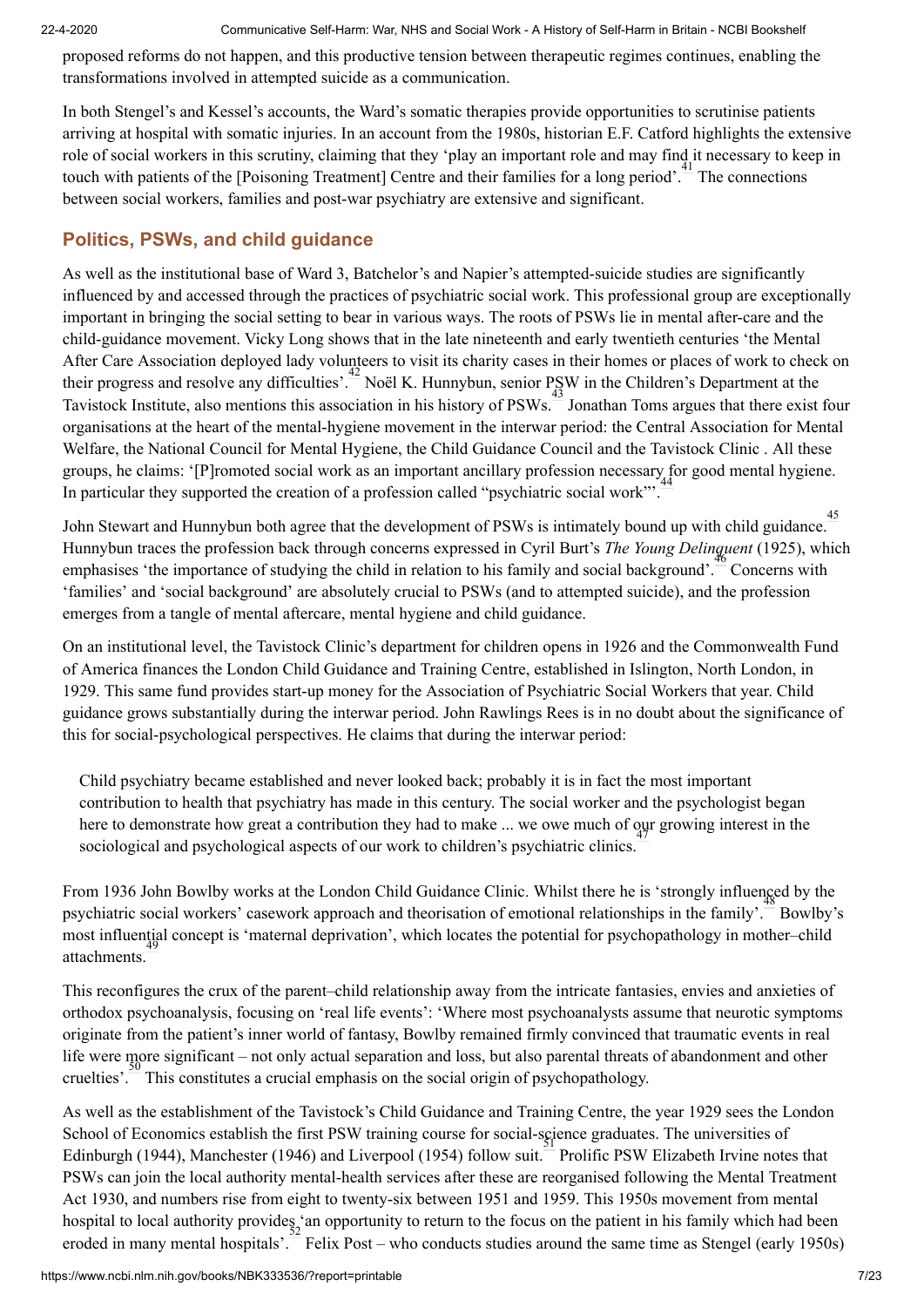proposed reforms do not happen, and this productive tension between therapeutic regimes continues, enabling the transformations involved in attempted suicide as a communication.

In both Stengel's and Kessel's accounts, the Ward's somatic therapies provide opportunities to scrutinise patients arriving at hospital with somatic injuries. In an account from the 1980s, historian E.F. Catford highlights the extensive role of social workers in this scrutiny, claiming that they 'play an important role and may find it necessary to keep in touch with patients of the [Poisoning Treatment] Centre and their families for a long period'.[41] The connections between social workers, families and post-war psychiatry are extensive and significant.

## Politics, PSWs, and child guidance

As well as the institutional base of Ward 3, Batchelor's and Napier's attempted-suicide studies are significantly influenced by and accessed through the practices of psychiatric social work. This professional group are exceptionally important in bringing the social setting to bear in various ways. The roots of PSWs lie in mental after-care and the child-guidance movement. Vicky Long shows that in the late nineteenth and early twentieth centuries 'the Mental After Care Association deployed lady volunteers to visit its charity cases in their homes or places of work to check on their progress and resolve any difficulties'.[42] Noël K. Hunnybun, senior PSW in the Children's Department at the Tavistock Institute, also mentions this association in his history of PSWs.[43] Jonathan Toms argues that there exist four organisations at the heart of the mental-hygiene movement in the interwar period: the Central Association for Mental Welfare, the National Council for Mental Hygiene, the Child Guidance Council and the Tavistock Clinic . All these groups, he claims: '[P]romoted social work as an important ancillary profession necessary for good mental hygiene. In particular they supported the creation of a profession called "psychiatric social work"'.[44]

John Stewart and Hunnybun both agree that the development of PSWs is intimately bound up with child guidance.[45] Hunnybun traces the profession back through concerns expressed in Cyril Burt's *The Young Delinquent* (1925), which emphasises 'the importance of studying the child in relation to his family and social background'.[46] Concerns with 'families' and 'social background' are absolutely crucial to PSWs (and to attempted suicide), and the profession emerges from a tangle of mental aftercare, mental hygiene and child guidance.

On an institutional level, the Tavistock Clinic's department for children opens in 1926 and the Commonwealth Fund of America finances the London Child Guidance and Training Centre, established in Islington, North London, in 1929. This same fund provides start-up money for the Association of Psychiatric Social Workers that year. Child guidance grows substantially during the interwar period. John Rawlings Rees is in no doubt about the significance of this for social-psychological perspectives. He claims that during the interwar period:

> Child psychiatry became established and never looked back; probably it is in fact the most important contribution to health that psychiatry has made in this century. The social worker and the psychologist began here to demonstrate how great a contribution they had to make ... we owe much of our growing interest in the sociological and psychological aspects of our work to children's psychiatric clinics.[47]

From 1936 John Bowlby works at the London Child Guidance Clinic. Whilst there he is 'strongly influenced by the psychiatric social workers' casework approach and theorisation of emotional relationships in the family'.[48] Bowlby's most influential concept is 'maternal deprivation', which locates the potential for psychopathology in mother–child attachments.[49]

This reconfigures the crux of the parent–child relationship away from the intricate fantasies, envies and anxieties of orthodox psychoanalysis, focusing on 'real life events': 'Where most psychoanalysts assume that neurotic symptoms originate from the patient's inner world of fantasy, Bowlby remained firmly convinced that traumatic events in real life were more significant – not only actual separation and loss, but also parental threats of abandonment and other cruelties'.[50] This constitutes a crucial emphasis on the social origin of psychopathology.

As well as the establishment of the Tavistock's Child Guidance and Training Centre, the year 1929 sees the London School of Economics establish the first PSW training course for social-science graduates. The universities of Edinburgh (1944), Manchester (1946) and Liverpool (1954) follow suit.[51] Prolific PSW Elizabeth Irvine notes that PSWs can join the local authority mental-health services after these are reorganised following the Mental Treatment Act 1930, and numbers rise from eight to twenty-six between 1951 and 1959. This 1950s movement from mental hospital to local authority provides 'an opportunity to return to the focus on the patient in his family which had been eroded in many mental hospitals'.[52] Felix Post – who conducts studies around the same time as Stengel (early 1950s)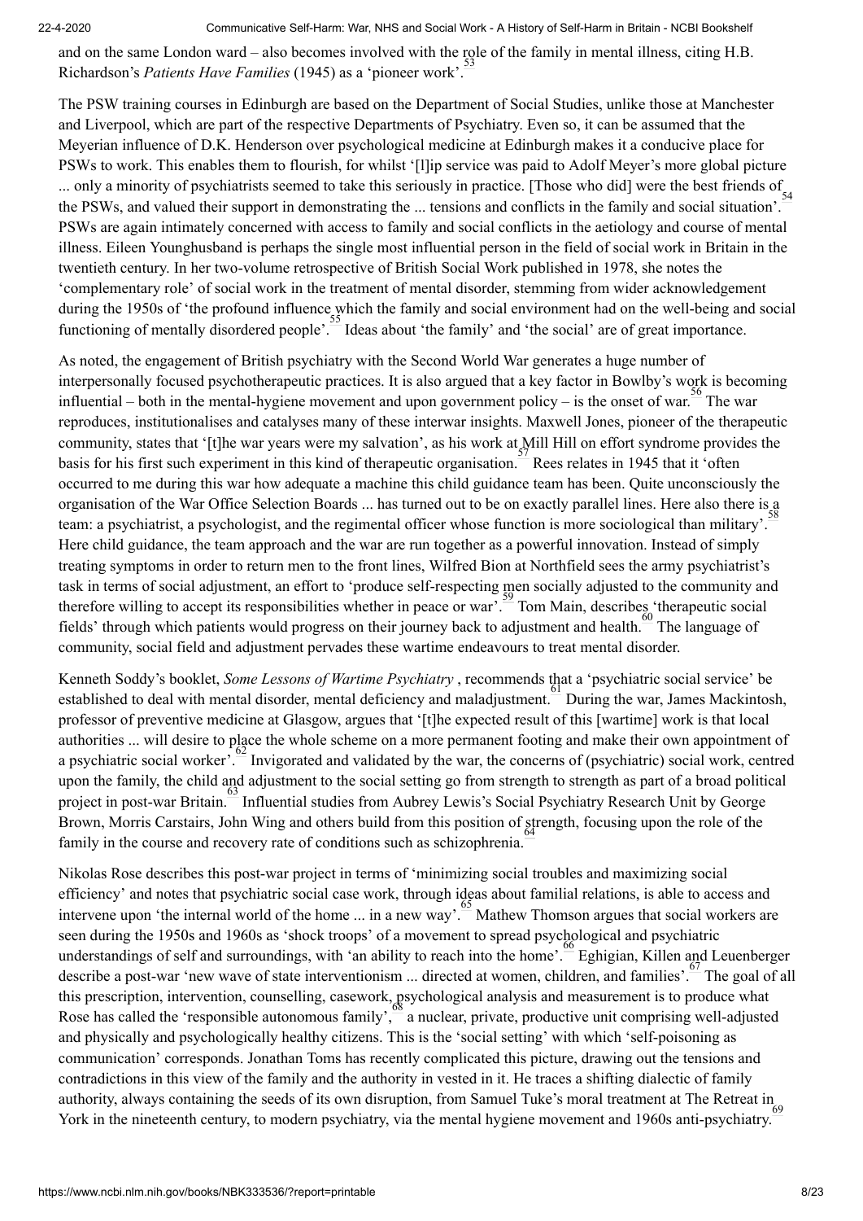and on the same London ward – also becomes involved with the role of the family in mental illness, citing H.B. Richardson's *Patients Have Families* (1945) as a 'pioneer work'.[53]

The PSW training courses in Edinburgh are based on the Department of Social Studies, unlike those at Manchester and Liverpool, which are part of the respective Departments of Psychiatry. Even so, it can be assumed that the Meyerian influence of D.K. Henderson over psychological medicine at Edinburgh makes it a conducive place for PSWs to work. This enables them to flourish, for whilst '[l]ip service was paid to Adolf Meyer's more global picture ... only a minority of psychiatrists seemed to take this seriously in practice. [Those who did] were the best friends of the PSWs, and valued their support in demonstrating the ... tensions and conflicts in the family and social situation'.[54] PSWs are again intimately concerned with access to family and social conflicts in the aetiology and course of mental illness. Eileen Younghusband is perhaps the single most influential person in the field of social work in Britain in the twentieth century. In her two-volume retrospective of British Social Work published in 1978, she notes the 'complementary role' of social work in the treatment of mental disorder, stemming from wider acknowledgement during the 1950s of 'the profound influence which the family and social environment had on the well-being and social functioning of mentally disordered people'.[55] Ideas about 'the family' and 'the social' are of great importance.

As noted, the engagement of British psychiatry with the Second World War generates a huge number of interpersonally focused psychotherapeutic practices. It is also argued that a key factor in Bowlby's work is becoming influential – both in the mental-hygiene movement and upon government policy – is the onset of war.[56] The war reproduces, institutionalises and catalyses many of these interwar insights. Maxwell Jones, pioneer of the therapeutic community, states that '[t]he war years were my salvation', as his work at Mill Hill on effort syndrome provides the basis for his first such experiment in this kind of therapeutic organisation.[57] Rees relates in 1945 that it 'often occurred to me during this war how adequate a machine this child guidance team has been. Quite unconsciously the organisation of the War Office Selection Boards ... has turned out to be on exactly parallel lines. Here also there is a team: a psychiatrist, a psychologist, and the regimental officer whose function is more sociological than military'.[58] Here child guidance, the team approach and the war are run together as a powerful innovation. Instead of simply treating symptoms in order to return men to the front lines, Wilfred Bion at Northfield sees the army psychiatrist's task in terms of social adjustment, an effort to 'produce self-respecting men socially adjusted to the community and therefore willing to accept its responsibilities whether in peace or war'.[59] Tom Main, describes 'therapeutic social fields' through which patients would progress on their journey back to adjustment and health.[60] The language of community, social field and adjustment pervades these wartime endeavours to treat mental disorder.

Kenneth Soddy's booklet, *Some Lessons of Wartime Psychiatry* , recommends that a 'psychiatric social service' be established to deal with mental disorder, mental deficiency and maladjustment.[61] During the war, James Mackintosh, professor of preventive medicine at Glasgow, argues that '[t]he expected result of this [wartime] work is that local authorities ... will desire to place the whole scheme on a more permanent footing and make their own appointment of a psychiatric social worker'.[62] Invigorated and validated by the war, the concerns of (psychiatric) social work, centred upon the family, the child and adjustment to the social setting go from strength to strength as part of a broad political project in post-war Britain.[63] Influential studies from Aubrey Lewis's Social Psychiatry Research Unit by George Brown, Morris Carstairs, John Wing and others build from this position of strength, focusing upon the role of the family in the course and recovery rate of conditions such as schizophrenia.[64]

Nikolas Rose describes this post-war project in terms of 'minimizing social troubles and maximizing social efficiency' and notes that psychiatric social case work, through ideas about familial relations, is able to access and intervene upon 'the internal world of the home ... in a new way'.[65] Mathew Thomson argues that social workers are seen during the 1950s and 1960s as 'shock troops' of a movement to spread psychological and psychiatric understandings of self and surroundings, with 'an ability to reach into the home'.[66] Eghigian, Killen and Leuenberger describe a post-war 'new wave of state interventionism ... directed at women, children, and families'.[67] The goal of all this prescription, intervention, counselling, casework, psychological analysis and measurement is to produce what Rose has called the 'responsible autonomous family',[68] a nuclear, private, productive unit comprising well-adjusted and physically and psychologically healthy citizens. This is the 'social setting' with which 'self-poisoning as communication' corresponds. Jonathan Toms has recently complicated this picture, drawing out the tensions and contradictions in this view of the family and the authority in vested in it. He traces a shifting dialectic of family authority, always containing the seeds of its own disruption, from Samuel Tuke's moral treatment at The Retreat in York in the nineteenth century, to modern psychiatry, via the mental hygiene movement and 1960s anti-psychiatry.[69]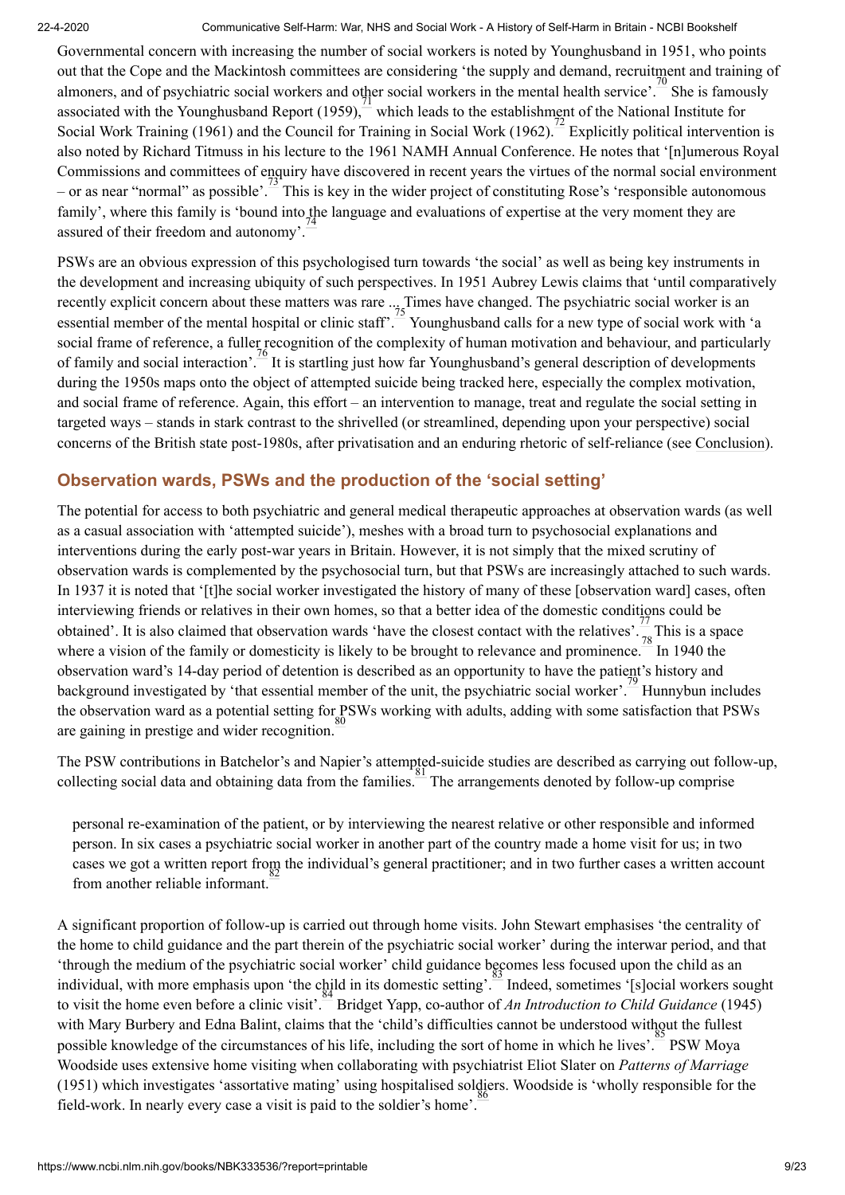Governmental concern with increasing the number of social workers is noted by Younghusband in 1951, who points out that the Cope and the Mackintosh committees are considering 'the supply and demand, recruitment and training of almoners, and of psychiatric social workers and other social workers in the mental health service'.[70] She is famously associated with the Younghusband Report (1959),[71] which leads to the establishment of the National Institute for Social Work Training (1961) and the Council for Training in Social Work (1962).[72] Explicitly political intervention is also noted by Richard Titmuss in his lecture to the 1961 NAMH Annual Conference. He notes that '[n]umerous Royal Commissions and committees of enquiry have discovered in recent years the virtues of the normal social environment – or as near "normal" as possible'.[73] This is key in the wider project of constituting Rose's 'responsible autonomous family', where this family is 'bound into the language and evaluations of expertise at the very moment they are assured of their freedom and autonomy'.[74]

PSWs are an obvious expression of this psychologised turn towards 'the social' as well as being key instruments in the development and increasing ubiquity of such perspectives. In 1951 Aubrey Lewis claims that 'until comparatively recently explicit concern about these matters was rare ... Times have changed. The psychiatric social worker is an essential member of the mental hospital or clinic staff'.[75] Younghusband calls for a new type of social work with 'a social frame of reference, a fuller recognition of the complexity of human motivation and behaviour, and particularly of family and social interaction'.[76] It is startling just how far Younghusband's general description of developments during the 1950s maps onto the object of attempted suicide being tracked here, especially the complex motivation, and social frame of reference. Again, this effort – an intervention to manage, treat and regulate the social setting in targeted ways – stands in stark contrast to the shrivelled (or streamlined, depending upon your perspective) social concerns of the British state post-1980s, after privatisation and an enduring rhetoric of self-reliance (see Conclusion).

## Observation wards, PSWs and the production of the 'social setting'

The potential for access to both psychiatric and general medical therapeutic approaches at observation wards (as well as a casual association with 'attempted suicide'), meshes with a broad turn to psychosocial explanations and interventions during the early post-war years in Britain. However, it is not simply that the mixed scrutiny of observation wards is complemented by the psychosocial turn, but that PSWs are increasingly attached to such wards. In 1937 it is noted that '[t]he social worker investigated the history of many of these [observation ward] cases, often interviewing friends or relatives in their own homes, so that a better idea of the domestic conditions could be obtained'. It is also claimed that observation wards 'have the closest contact with the relatives'.[77] This is a space where a vision of the family or domesticity is likely to be brought to relevance and prominence.[78] In 1940 the observation ward's 14-day period of detention is described as an opportunity to have the patient's history and background investigated by 'that essential member of the unit, the psychiatric social worker'.[79] Hunnybun includes the observation ward as a potential setting for PSWs working with adults, adding with some satisfaction that PSWs are gaining in prestige and wider recognition.[80]

The PSW contributions in Batchelor's and Napier's attempted-suicide studies are described as carrying out follow-up, collecting social data and obtaining data from the families.[81] The arrangements denoted by follow-up comprise

> personal re-examination of the patient, or by interviewing the nearest relative or other responsible and informed person. In six cases a psychiatric social worker in another part of the country made a home visit for us; in two cases we got a written report from the individual's general practitioner; and in two further cases a written account from another reliable informant.[82]

A significant proportion of follow-up is carried out through home visits. John Stewart emphasises 'the centrality of the home to child guidance and the part therein of the psychiatric social worker' during the interwar period, and that 'through the medium of the psychiatric social worker' child guidance becomes less focused upon the child as an individual, with more emphasis upon 'the child in its domestic setting'.[83] Indeed, sometimes '[s]ocial workers sought to visit the home even before a clinic visit'.[84] Bridget Yapp, co-author of *An Introduction to Child Guidance* (1945) with Mary Burbery and Edna Balint, claims that the 'child's difficulties cannot be understood without the fullest possible knowledge of the circumstances of his life, including the sort of home in which he lives'.[85] PSW Moya Woodside uses extensive home visiting when collaborating with psychiatrist Eliot Slater on *Patterns of Marriage* (1951) which investigates 'assortative mating' using hospitalised soldiers. Woodside is 'wholly responsible for the field-work. In nearly every case a visit is paid to the soldier's home'.[86]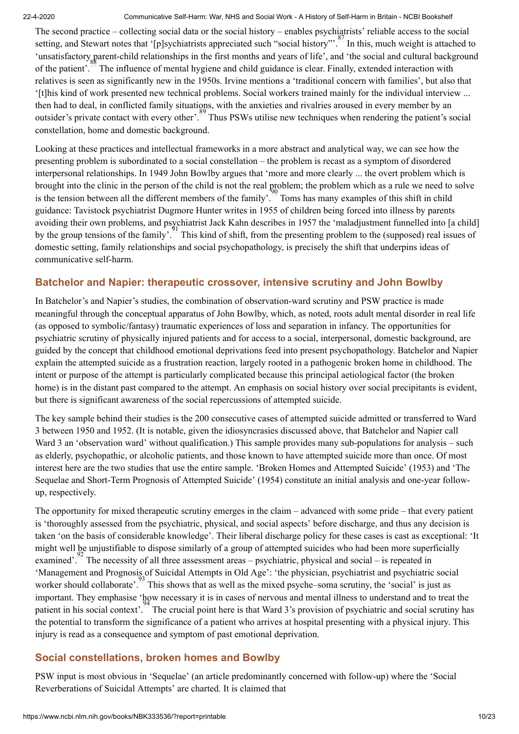The second practice – collecting social data or the social history – enables psychiatrists' reliable access to the social setting, and Stewart notes that '[p]sychiatrists appreciated such "social history"'.[87] In this, much weight is attached to 'unsatisfactory parent-child relationships in the first months and years of life', and 'the social and cultural background of the patient'.[88] The influence of mental hygiene and child guidance is clear. Finally, extended interaction with relatives is seen as significantly new in the 1950s. Irvine mentions a 'traditional concern with families', but also that '[t]his kind of work presented new technical problems. Social workers trained mainly for the individual interview ... then had to deal, in conflicted family situations, with the anxieties and rivalries aroused in every member by an outsider's private contact with every other'.[89] Thus PSWs utilise new techniques when rendering the patient's social constellation, home and domestic background.

Looking at these practices and intellectual frameworks in a more abstract and analytical way, we can see how the presenting problem is subordinated to a social constellation – the problem is recast as a symptom of disordered interpersonal relationships. In 1949 John Bowlby argues that 'more and more clearly ... the overt problem which is brought into the clinic in the person of the child is not the real problem; the problem which as a rule we need to solve is the tension between all the different members of the family'.[90] Toms has many examples of this shift in child guidance: Tavistock psychiatrist Dugmore Hunter writes in 1955 of children being forced into illness by parents avoiding their own problems, and psychiatrist Jack Kahn describes in 1957 the 'maladjustment funnelled into [a child] by the group tensions of the family'.[91] This kind of shift, from the presenting problem to the (supposed) real issues of domestic setting, family relationships and social psychopathology, is precisely the shift that underpins ideas of communicative self-harm.

## Batchelor and Napier: therapeutic crossover, intensive scrutiny and John Bowlby

In Batchelor's and Napier's studies, the combination of observation-ward scrutiny and PSW practice is made meaningful through the conceptual apparatus of John Bowlby, which, as noted, roots adult mental disorder in real life (as opposed to symbolic/fantasy) traumatic experiences of loss and separation in infancy. The opportunities for psychiatric scrutiny of physically injured patients and for access to a social, interpersonal, domestic background, are guided by the concept that childhood emotional deprivations feed into present psychopathology. Batchelor and Napier explain the attempted suicide as a frustration reaction, largely rooted in a pathogenic broken home in childhood. The intent or purpose of the attempt is particularly complicated because this principal aetiological factor (the broken home) is in the distant past compared to the attempt. An emphasis on social history over social precipitants is evident, but there is significant awareness of the social repercussions of attempted suicide.

The key sample behind their studies is the 200 consecutive cases of attempted suicide admitted or transferred to Ward 3 between 1950 and 1952. (It is notable, given the idiosyncrasies discussed above, that Batchelor and Napier call Ward 3 an 'observation ward' without qualification.) This sample provides many sub-populations for analysis – such as elderly, psychopathic, or alcoholic patients, and those known to have attempted suicide more than once. Of most interest here are the two studies that use the entire sample. 'Broken Homes and Attempted Suicide' (1953) and 'The Sequelae and Short-Term Prognosis of Attempted Suicide' (1954) constitute an initial analysis and one-year follow-up, respectively.

The opportunity for mixed therapeutic scrutiny emerges in the claim – advanced with some pride – that every patient is 'thoroughly assessed from the psychiatric, physical, and social aspects' before discharge, and thus any decision is taken 'on the basis of considerable knowledge'. Their liberal discharge policy for these cases is cast as exceptional: 'It might well be unjustifiable to dispose similarly of a group of attempted suicides who had been more superficially examined'.[92] The necessity of all three assessment areas – psychiatric, physical and social – is repeated in 'Management and Prognosis of Suicidal Attempts in Old Age': 'the physician, psychiatrist and psychiatric social worker should collaborate'.[93] This shows that as well as the mixed psyche–soma scrutiny, the 'social' is just as important. They emphasise 'how necessary it is in cases of nervous and mental illness to understand and to treat the patient in his social context'.[94] The crucial point here is that Ward 3's provision of psychiatric and social scrutiny has the potential to transform the significance of a patient who arrives at hospital presenting with a physical injury. This injury is read as a consequence and symptom of past emotional deprivation.

## Social constellations, broken homes and Bowlby

PSW input is most obvious in 'Sequelae' (an article predominantly concerned with follow-up) where the 'Social Reverberations of Suicidal Attempts' are charted. It is claimed that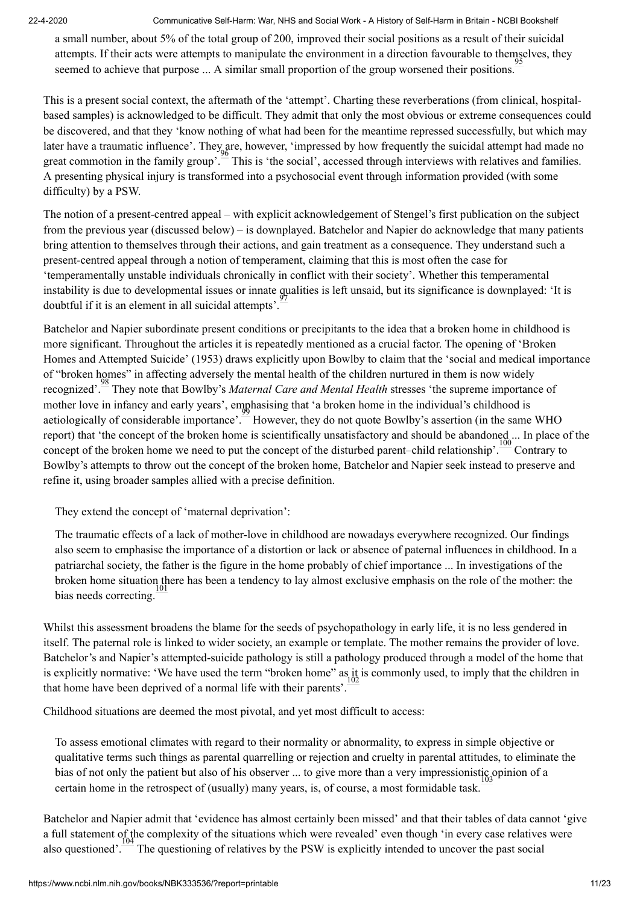a small number, about 5% of the total group of 200, improved their social positions as a result of their suicidal attempts. If their acts were attempts to manipulate the environment in a direction favourable to themselves, they seemed to achieve that purpose ... A similar small proportion of the group worsened their positions.[95]

This is a present social context, the aftermath of the 'attempt'. Charting these reverberations (from clinical, hospital-based samples) is acknowledged to be difficult. They admit that only the most obvious or extreme consequences could be discovered, and that they 'know nothing of what had been for the meantime repressed successfully, but which may later have a traumatic influence'. They are, however, 'impressed by how frequently the suicidal attempt had made no great commotion in the family group'.[96] This is 'the social', accessed through interviews with relatives and families. A presenting physical injury is transformed into a psychosocial event through information provided (with some difficulty) by a PSW.

The notion of a present-centred appeal – with explicit acknowledgement of Stengel's first publication on the subject from the previous year (discussed below) – is downplayed. Batchelor and Napier do acknowledge that many patients bring attention to themselves through their actions, and gain treatment as a consequence. They understand such a present-centred appeal through a notion of temperament, claiming that this is most often the case for 'temperamentally unstable individuals chronically in conflict with their society'. Whether this temperamental instability is due to developmental issues or innate qualities is left unsaid, but its significance is downplayed: 'It is doubtful if it is an element in all suicidal attempts'.[97]

Batchelor and Napier subordinate present conditions or precipitants to the idea that a broken home in childhood is more significant. Throughout the articles it is repeatedly mentioned as a crucial factor. The opening of 'Broken Homes and Attempted Suicide' (1953) draws explicitly upon Bowlby to claim that the 'social and medical importance of "broken homes" in affecting adversely the mental health of the children nurtured in them is now widely recognized'.[98] They note that Bowlby's *Maternal Care and Mental Health* stresses 'the supreme importance of mother love in infancy and early years', emphasising that 'a broken home in the individual's childhood is aetiologically of considerable importance'.[99] However, they do not quote Bowlby's assertion (in the same WHO report) that 'the concept of the broken home is scientifically unsatisfactory and should be abandoned ... In place of the concept of the broken home we need to put the concept of the disturbed parent–child relationship'.[100] Contrary to Bowlby's attempts to throw out the concept of the broken home, Batchelor and Napier seek instead to preserve and refine it, using broader samples allied with a precise definition.

> They extend the concept of 'maternal deprivation':
>
> The traumatic effects of a lack of mother-love in childhood are nowadays everywhere recognized. Our findings also seem to emphasise the importance of a distortion or lack or absence of paternal influences in childhood. In a patriarchal society, the father is the figure in the home probably of chief importance ... In investigations of the broken home situation there has been a tendency to lay almost exclusive emphasis on the role of the mother: the bias needs correcting.[101]

Whilst this assessment broadens the blame for the seeds of psychopathology in early life, it is no less gendered in itself. The paternal role is linked to wider society, an example or template. The mother remains the provider of love. Batchelor's and Napier's attempted-suicide pathology is still a pathology produced through a model of the home that is explicitly normative: 'We have used the term "broken home" as it is commonly used, to imply that the children in that home have been deprived of a normal life with their parents'.[102]

Childhood situations are deemed the most pivotal, and yet most difficult to access:

> To assess emotional climates with regard to their normality or abnormality, to express in simple objective or qualitative terms such things as parental quarrelling or rejection and cruelty in parental attitudes, to eliminate the bias of not only the patient but also of his observer ... to give more than a very impressionistic opinion of a certain home in the retrospect of (usually) many years, is, of course, a most formidable task.[103]

Batchelor and Napier admit that 'evidence has almost certainly been missed' and that their tables of data cannot 'give a full statement of the complexity of the situations which were revealed' even though 'in every case relatives were also questioned'.[104] The questioning of relatives by the PSW is explicitly intended to uncover the past social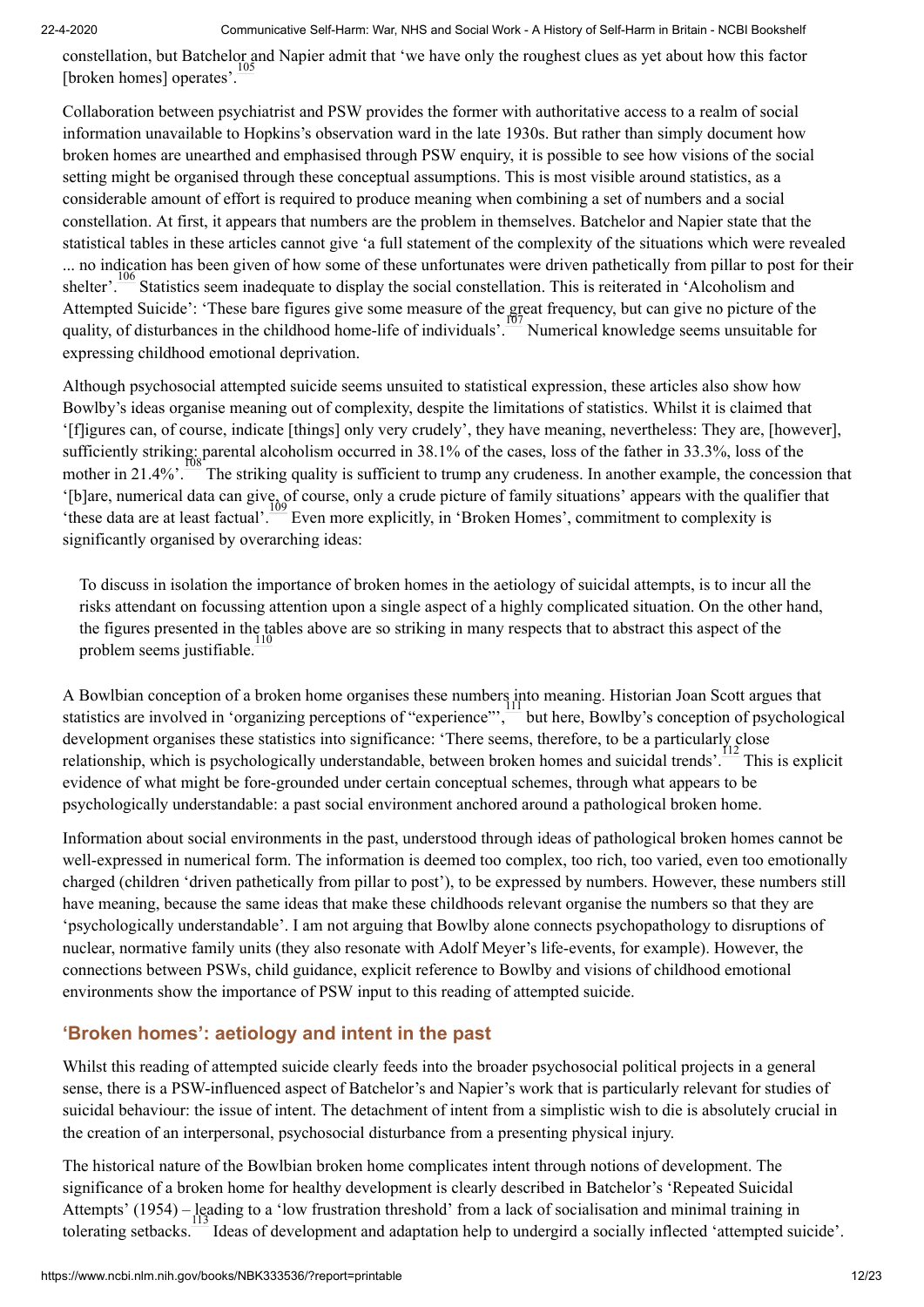constellation, but Batchelor and Napier admit that 'we have only the roughest clues as yet about how this factor [broken homes] operates'.[105]

Collaboration between psychiatrist and PSW provides the former with authoritative access to a realm of social information unavailable to Hopkins's observation ward in the late 1930s. But rather than simply document how broken homes are unearthed and emphasised through PSW enquiry, it is possible to see how visions of the social setting might be organised through these conceptual assumptions. This is most visible around statistics, as a considerable amount of effort is required to produce meaning when combining a set of numbers and a social constellation. At first, it appears that numbers are the problem in themselves. Batchelor and Napier state that the statistical tables in these articles cannot give 'a full statement of the complexity of the situations which were revealed ... no indication has been given of how some of these unfortunates were driven pathetically from pillar to post for their shelter'.[106] Statistics seem inadequate to display the social constellation. This is reiterated in 'Alcoholism and Attempted Suicide': 'These bare figures give some measure of the great frequency, but can give no picture of the quality, of disturbances in the childhood home-life of individuals'.[107] Numerical knowledge seems unsuitable for expressing childhood emotional deprivation.

Although psychosocial attempted suicide seems unsuited to statistical expression, these articles also show how Bowlby's ideas organise meaning out of complexity, despite the limitations of statistics. Whilst it is claimed that '[f]igures can, of course, indicate [things] only very crudely', they have meaning, nevertheless: They are, [however], sufficiently striking: parental alcoholism occurred in 38.1% of the cases, loss of the father in 33.3%, loss of the mother in 21.4%'.[108] The striking quality is sufficient to trump any crudeness. In another example, the concession that '[b]are, numerical data can give, of course, only a crude picture of family situations' appears with the qualifier that 'these data are at least factual'.[109] Even more explicitly, in 'Broken Homes', commitment to complexity is significantly organised by overarching ideas:

> To discuss in isolation the importance of broken homes in the aetiology of suicidal attempts, is to incur all the risks attendant on focussing attention upon a single aspect of a highly complicated situation. On the other hand, the figures presented in the tables above are so striking in many respects that to abstract this aspect of the problem seems justifiable.[110]

A Bowlbian conception of a broken home organises these numbers into meaning. Historian Joan Scott argues that statistics are involved in 'organizing perceptions of "experience"',[111] but here, Bowlby's conception of psychological development organises these statistics into significance: 'There seems, therefore, to be a particularly close relationship, which is psychologically understandable, between broken homes and suicidal trends'.[112] This is explicit evidence of what might be fore-grounded under certain conceptual schemes, through what appears to be psychologically understandable: a past social environment anchored around a pathological broken home.

Information about social environments in the past, understood through ideas of pathological broken homes cannot be well-expressed in numerical form. The information is deemed too complex, too rich, too varied, even too emotionally charged (children 'driven pathetically from pillar to post'), to be expressed by numbers. However, these numbers still have meaning, because the same ideas that make these childhoods relevant organise the numbers so that they are 'psychologically understandable'. I am not arguing that Bowlby alone connects psychopathology to disruptions of nuclear, normative family units (they also resonate with Adolf Meyer's life-events, for example). However, the connections between PSWs, child guidance, explicit reference to Bowlby and visions of childhood emotional environments show the importance of PSW input to this reading of attempted suicide.

## 'Broken homes': aetiology and intent in the past

Whilst this reading of attempted suicide clearly feeds into the broader psychosocial political projects in a general sense, there is a PSW-influenced aspect of Batchelor's and Napier's work that is particularly relevant for studies of suicidal behaviour: the issue of intent. The detachment of intent from a simplistic wish to die is absolutely crucial in the creation of an interpersonal, psychosocial disturbance from a presenting physical injury.

The historical nature of the Bowlbian broken home complicates intent through notions of development. The significance of a broken home for healthy development is clearly described in Batchelor's 'Repeated Suicidal Attempts' (1954) – leading to a 'low frustration threshold' from a lack of socialisation and minimal training in tolerating setbacks.[113] Ideas of development and adaptation help to undergird a socially inflected 'attempted suicide'.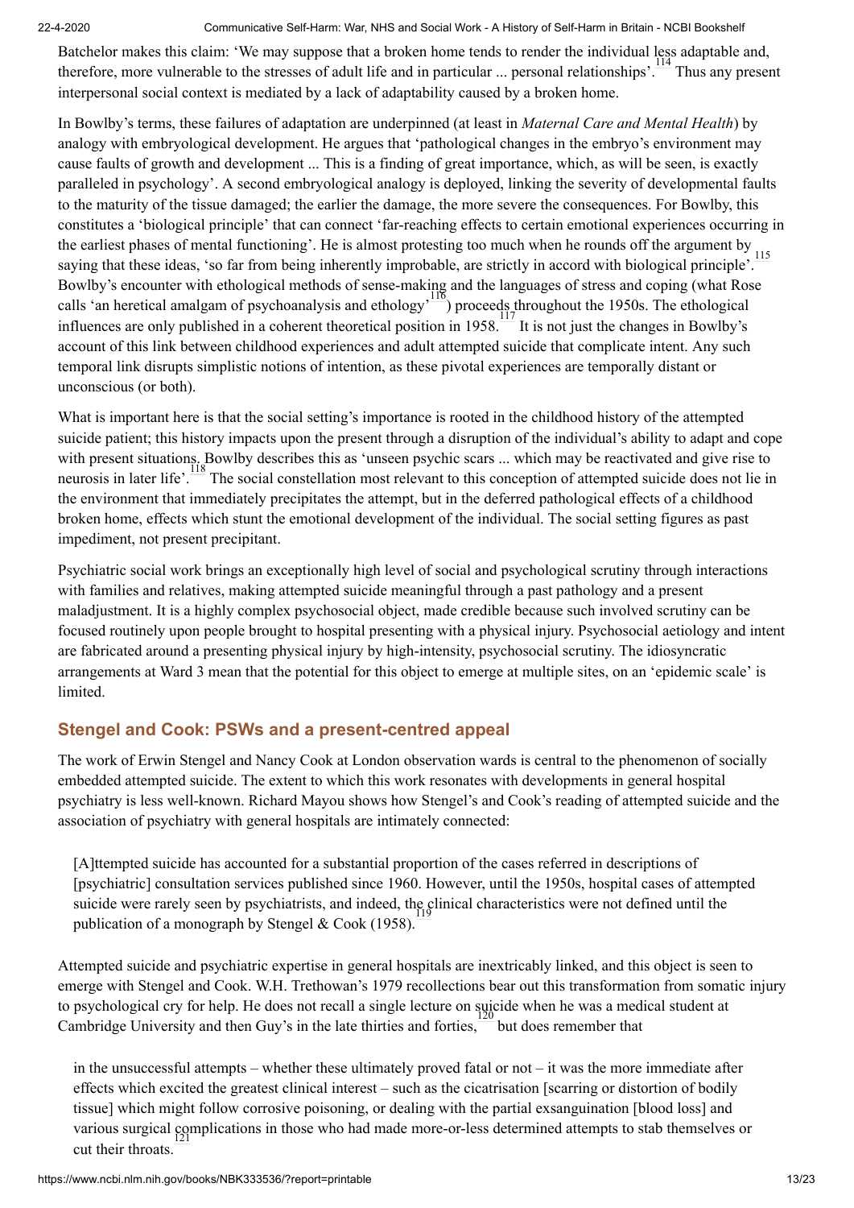Batchelor makes this claim: 'We may suppose that a broken home tends to render the individual less adaptable and, therefore, more vulnerable to the stresses of adult life and in particular ... personal relationships'.[114] Thus any present interpersonal social context is mediated by a lack of adaptability caused by a broken home.

In Bowlby's terms, these failures of adaptation are underpinned (at least in *Maternal Care and Mental Health*) by analogy with embryological development. He argues that 'pathological changes in the embryo's environment may cause faults of growth and development ... This is a finding of great importance, which, as will be seen, is exactly paralleled in psychology'. A second embryological analogy is deployed, linking the severity of developmental faults to the maturity of the tissue damaged; the earlier the damage, the more severe the consequences. For Bowlby, this constitutes a 'biological principle' that can connect 'far-reaching effects to certain emotional experiences occurring in the earliest phases of mental functioning'. He is almost protesting too much when he rounds off the argument by saying that these ideas, 'so far from being inherently improbable, are strictly in accord with biological principle'.[115] Bowlby's encounter with ethological methods of sense-making and the languages of stress and coping (what Rose calls 'an heretical amalgam of psychoanalysis and ethology'[116]) proceeds throughout the 1950s. The ethological influences are only published in a coherent theoretical position in 1958.[117] It is not just the changes in Bowlby's account of this link between childhood experiences and adult attempted suicide that complicate intent. Any such temporal link disrupts simplistic notions of intention, as these pivotal experiences are temporally distant or unconscious (or both).

What is important here is that the social setting's importance is rooted in the childhood history of the attempted suicide patient; this history impacts upon the present through a disruption of the individual's ability to adapt and cope with present situations. Bowlby describes this as 'unseen psychic scars ... which may be reactivated and give rise to neurosis in later life'.[118] The social constellation most relevant to this conception of attempted suicide does not lie in the environment that immediately precipitates the attempt, but in the deferred pathological effects of a childhood broken home, effects which stunt the emotional development of the individual. The social setting figures as past impediment, not present precipitant.

Psychiatric social work brings an exceptionally high level of social and psychological scrutiny through interactions with families and relatives, making attempted suicide meaningful through a past pathology and a present maladjustment. It is a highly complex psychosocial object, made credible because such involved scrutiny can be focused routinely upon people brought to hospital presenting with a physical injury. Psychosocial aetiology and intent are fabricated around a presenting physical injury by high-intensity, psychosocial scrutiny. The idiosyncratic arrangements at Ward 3 mean that the potential for this object to emerge at multiple sites, on an 'epidemic scale' is limited.

## Stengel and Cook: PSWs and a present-centred appeal

The work of Erwin Stengel and Nancy Cook at London observation wards is central to the phenomenon of socially embedded attempted suicide. The extent to which this work resonates with developments in general hospital psychiatry is less well-known. Richard Mayou shows how Stengel's and Cook's reading of attempted suicide and the association of psychiatry with general hospitals are intimately connected:

> [A]ttempted suicide has accounted for a substantial proportion of the cases referred in descriptions of [psychiatric] consultation services published since 1960. However, until the 1950s, hospital cases of attempted suicide were rarely seen by psychiatrists, and indeed, the clinical characteristics were not defined until the publication of a monograph by Stengel & Cook (1958).[119]

Attempted suicide and psychiatric expertise in general hospitals are inextricably linked, and this object is seen to emerge with Stengel and Cook. W.H. Trethowan's 1979 recollections bear out this transformation from somatic injury to psychological cry for help. He does not recall a single lecture on suicide when he was a medical student at Cambridge University and then Guy's in the late thirties and forties,[120] but does remember that

> in the unsuccessful attempts – whether these ultimately proved fatal or not – it was the more immediate after effects which excited the greatest clinical interest – such as the cicatrisation [scarring or distortion of bodily tissue] which might follow corrosive poisoning, or dealing with the partial exsanguination [blood loss] and various surgical complications in those who had made more-or-less determined attempts to stab themselves or cut their throats.[121]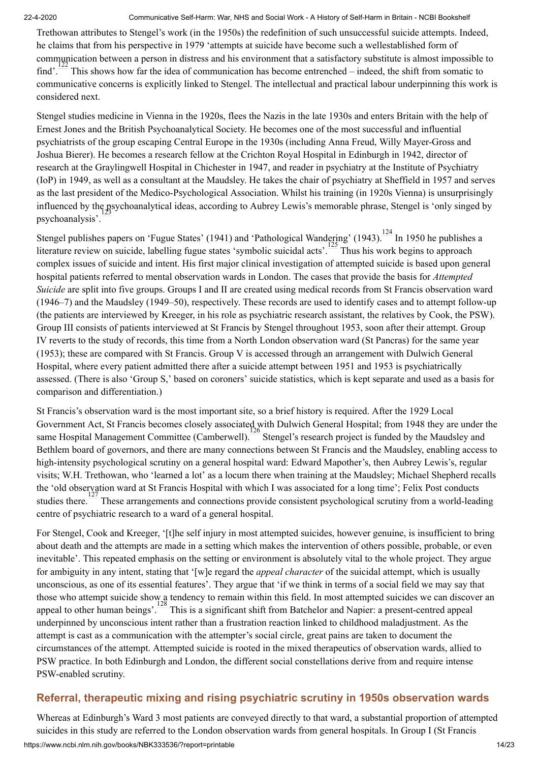Trethowan attributes to Stengel's work (in the 1950s) the redefinition of such unsuccessful suicide attempts. Indeed, he claims that from his perspective in 1979 'attempts at suicide have become such a wellestablished form of communication between a person in distress and his environment that a satisfactory substitute is almost impossible to find'.[122] This shows how far the idea of communication has become entrenched – indeed, the shift from somatic to communicative concerns is explicitly linked to Stengel. The intellectual and practical labour underpinning this work is considered next.

Stengel studies medicine in Vienna in the 1920s, flees the Nazis in the late 1930s and enters Britain with the help of Ernest Jones and the British Psychoanalytical Society. He becomes one of the most successful and influential psychiatrists of the group escaping Central Europe in the 1930s (including Anna Freud, Willy Mayer-Gross and Joshua Bierer). He becomes a research fellow at the Crichton Royal Hospital in Edinburgh in 1942, director of research at the Graylingwell Hospital in Chichester in 1947, and reader in psychiatry at the Institute of Psychiatry (IoP) in 1949, as well as a consultant at the Maudsley. He takes the chair of psychiatry at Sheffield in 1957 and serves as the last president of the Medico-Psychological Association. Whilst his training (in 1920s Vienna) is unsurprisingly influenced by the psychoanalytical ideas, according to Aubrey Lewis's memorable phrase, Stengel is 'only singed by psychoanalysis'.[123]

Stengel publishes papers on 'Fugue States' (1941) and 'Pathological Wandering' (1943).[124] In 1950 he publishes a literature review on suicide, labelling fugue states 'symbolic suicidal acts'.[125] Thus his work begins to approach complex issues of suicide and intent. His first major clinical investigation of attempted suicide is based upon general hospital patients referred to mental observation wards in London. The cases that provide the basis for *Attempted Suicide* are split into five groups. Groups I and II are created using medical records from St Francis observation ward (1946–7) and the Maudsley (1949–50), respectively. These records are used to identify cases and to attempt follow-up (the patients are interviewed by Kreeger, in his role as psychiatric research assistant, the relatives by Cook, the PSW). Group III consists of patients interviewed at St Francis by Stengel throughout 1953, soon after their attempt. Group IV reverts to the study of records, this time from a North London observation ward (St Pancras) for the same year (1953); these are compared with St Francis. Group V is accessed through an arrangement with Dulwich General Hospital, where every patient admitted there after a suicide attempt between 1951 and 1953 is psychiatrically assessed. (There is also 'Group S,' based on coroners' suicide statistics, which is kept separate and used as a basis for comparison and differentiation.)

St Francis's observation ward is the most important site, so a brief history is required. After the 1929 Local Government Act, St Francis becomes closely associated with Dulwich General Hospital; from 1948 they are under the same Hospital Management Committee (Camberwell).[126] Stengel's research project is funded by the Maudsley and Bethlem board of governors, and there are many connections between St Francis and the Maudsley, enabling access to high-intensity psychological scrutiny on a general hospital ward: Edward Mapother's, then Aubrey Lewis's, regular visits; W.H. Trethowan, who 'learned a lot' as a locum there when training at the Maudsley; Michael Shepherd recalls the 'old observation ward at St Francis Hospital with which I was associated for a long time'; Felix Post conducts studies there.[127] These arrangements and connections provide consistent psychological scrutiny from a world-leading centre of psychiatric research to a ward of a general hospital.

For Stengel, Cook and Kreeger, '[t]he self injury in most attempted suicides, however genuine, is insufficient to bring about death and the attempts are made in a setting which makes the intervention of others possible, probable, or even inevitable'. This repeated emphasis on the setting or environment is absolutely vital to the whole project. They argue for ambiguity in any intent, stating that '[w]e regard the *appeal character* of the suicidal attempt, which is usually unconscious, as one of its essential features'. They argue that 'if we think in terms of a social field we may say that those who attempt suicide show a tendency to remain within this field. In most attempted suicides we can discover an appeal to other human beings'.[128] This is a significant shift from Batchelor and Napier: a present-centred appeal underpinned by unconscious intent rather than a frustration reaction linked to childhood maladjustment. As the attempt is cast as a communication with the attempter's social circle, great pains are taken to document the circumstances of the attempt. Attempted suicide is rooted in the mixed therapeutics of observation wards, allied to PSW practice. In both Edinburgh and London, the different social constellations derive from and require intense PSW-enabled scrutiny.

## Referral, therapeutic mixing and rising psychiatric scrutiny in 1950s observation wards

Whereas at Edinburgh's Ward 3 most patients are conveyed directly to that ward, a substantial proportion of attempted suicides in this study are referred to the London observation wards from general hospitals. In Group I (St Francis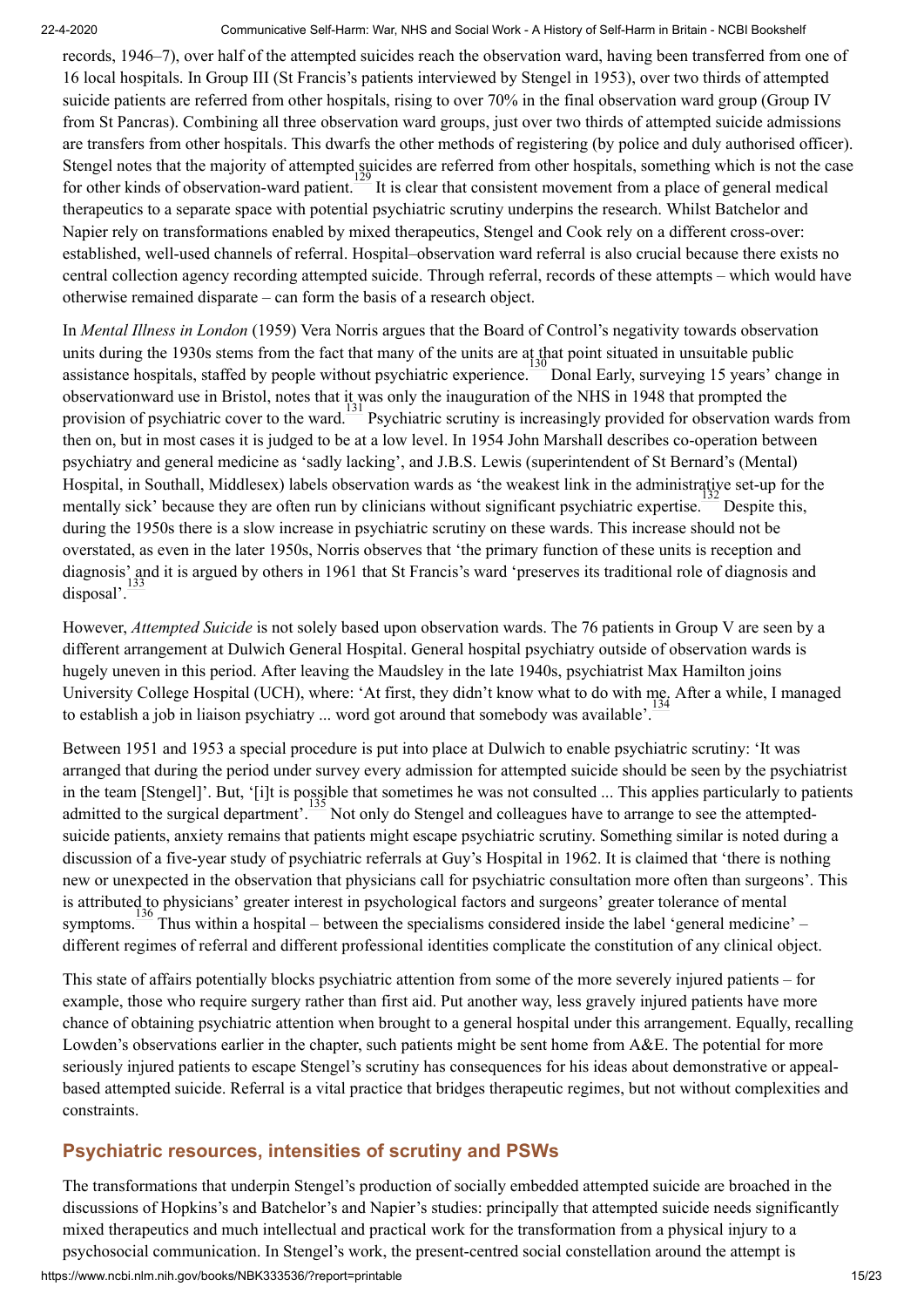records, 1946–7), over half of the attempted suicides reach the observation ward, having been transferred from one of 16 local hospitals. In Group III (St Francis's patients interviewed by Stengel in 1953), over two thirds of attempted suicide patients are referred from other hospitals, rising to over 70% in the final observation ward group (Group IV from St Pancras). Combining all three observation ward groups, just over two thirds of attempted suicide admissions are transfers from other hospitals. This dwarfs the other methods of registering (by police and duly authorised officer). Stengel notes that the majority of attempted suicides are referred from other hospitals, something which is not the case for other kinds of observation-ward patient.[129] It is clear that consistent movement from a place of general medical therapeutics to a separate space with potential psychiatric scrutiny underpins the research. Whilst Batchelor and Napier rely on transformations enabled by mixed therapeutics, Stengel and Cook rely on a different cross-over: established, well-used channels of referral. Hospital–observation ward referral is also crucial because there exists no central collection agency recording attempted suicide. Through referral, records of these attempts – which would have otherwise remained disparate – can form the basis of a research object.

In *Mental Illness in London* (1959) Vera Norris argues that the Board of Control's negativity towards observation units during the 1930s stems from the fact that many of the units are at that point situated in unsuitable public assistance hospitals, staffed by people without psychiatric experience.[130] Donal Early, surveying 15 years' change in observationward use in Bristol, notes that it was only the inauguration of the NHS in 1948 that prompted the provision of psychiatric cover to the ward.[131] Psychiatric scrutiny is increasingly provided for observation wards from then on, but in most cases it is judged to be at a low level. In 1954 John Marshall describes co-operation between psychiatry and general medicine as 'sadly lacking', and J.B.S. Lewis (superintendent of St Bernard's (Mental) Hospital, in Southall, Middlesex) labels observation wards as 'the weakest link in the administrative set-up for the mentally sick' because they are often run by clinicians without significant psychiatric expertise.[132] Despite this, during the 1950s there is a slow increase in psychiatric scrutiny on these wards. This increase should not be overstated, as even in the later 1950s, Norris observes that 'the primary function of these units is reception and diagnosis' and it is argued by others in 1961 that St Francis's ward 'preserves its traditional role of diagnosis and disposal'.[133]

However, *Attempted Suicide* is not solely based upon observation wards. The 76 patients in Group V are seen by a different arrangement at Dulwich General Hospital. General hospital psychiatry outside of observation wards is hugely uneven in this period. After leaving the Maudsley in the late 1940s, psychiatrist Max Hamilton joins University College Hospital (UCH), where: 'At first, they didn't know what to do with me. After a while, I managed to establish a job in liaison psychiatry ... word got around that somebody was available'.[134]

Between 1951 and 1953 a special procedure is put into place at Dulwich to enable psychiatric scrutiny: 'It was arranged that during the period under survey every admission for attempted suicide should be seen by the psychiatrist in the team [Stengel]'. But, '[i]t is possible that sometimes he was not consulted ... This applies particularly to patients admitted to the surgical department'.[135] Not only do Stengel and colleagues have to arrange to see the attempted-suicide patients, anxiety remains that patients might escape psychiatric scrutiny. Something similar is noted during a discussion of a five-year study of psychiatric referrals at Guy's Hospital in 1962. It is claimed that 'there is nothing new or unexpected in the observation that physicians call for psychiatric consultation more often than surgeons'. This is attributed to physicians' greater interest in psychological factors and surgeons' greater tolerance of mental symptoms.[136] Thus within a hospital – between the specialisms considered inside the label 'general medicine' – different regimes of referral and different professional identities complicate the constitution of any clinical object.

This state of affairs potentially blocks psychiatric attention from some of the more severely injured patients – for example, those who require surgery rather than first aid. Put another way, less gravely injured patients have more chance of obtaining psychiatric attention when brought to a general hospital under this arrangement. Equally, recalling Lowden's observations earlier in the chapter, such patients might be sent home from A&E. The potential for more seriously injured patients to escape Stengel's scrutiny has consequences for his ideas about demonstrative or appeal-based attempted suicide. Referral is a vital practice that bridges therapeutic regimes, but not without complexities and constraints.

## Psychiatric resources, intensities of scrutiny and PSWs

The transformations that underpin Stengel's production of socially embedded attempted suicide are broached in the discussions of Hopkins's and Batchelor's and Napier's studies: principally that attempted suicide needs significantly mixed therapeutics and much intellectual and practical work for the transformation from a physical injury to a psychosocial communication. In Stengel's work, the present-centred social constellation around the attempt is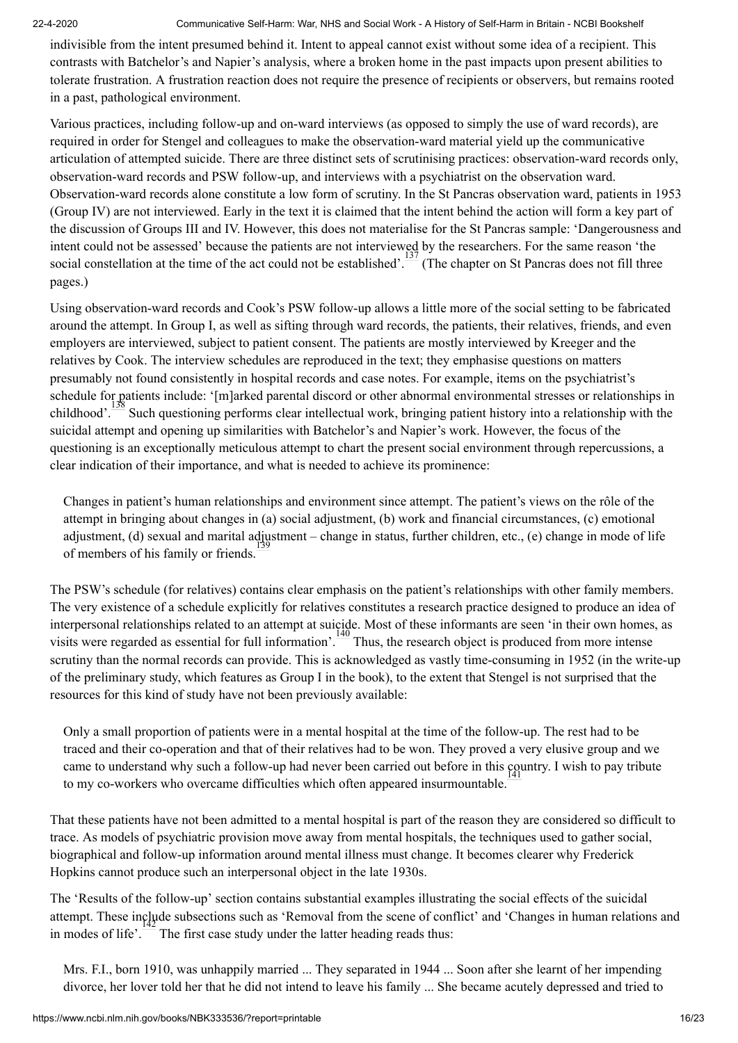indivisible from the intent presumed behind it. Intent to appeal cannot exist without some idea of a recipient. This contrasts with Batchelor's and Napier's analysis, where a broken home in the past impacts upon present abilities to tolerate frustration. A frustration reaction does not require the presence of recipients or observers, but remains rooted in a past, pathological environment.

Various practices, including follow-up and on-ward interviews (as opposed to simply the use of ward records), are required in order for Stengel and colleagues to make the observation-ward material yield up the communicative articulation of attempted suicide. There are three distinct sets of scrutinising practices: observation-ward records only, observation-ward records and PSW follow-up, and interviews with a psychiatrist on the observation ward. Observation-ward records alone constitute a low form of scrutiny. In the St Pancras observation ward, patients in 1953 (Group IV) are not interviewed. Early in the text it is claimed that the intent behind the action will form a key part of the discussion of Groups III and IV. However, this does not materialise for the St Pancras sample: 'Dangerousness and intent could not be assessed' because the patients are not interviewed by the researchers. For the same reason 'the social constellation at the time of the act could not be established'.[137] (The chapter on St Pancras does not fill three pages.)

Using observation-ward records and Cook's PSW follow-up allows a little more of the social setting to be fabricated around the attempt. In Group I, as well as sifting through ward records, the patients, their relatives, friends, and even employers are interviewed, subject to patient consent. The patients are mostly interviewed by Kreeger and the relatives by Cook. The interview schedules are reproduced in the text; they emphasise questions on matters presumably not found consistently in hospital records and case notes. For example, items on the psychiatrist's schedule for patients include: '[m]arked parental discord or other abnormal environmental stresses or relationships in childhood'.[138] Such questioning performs clear intellectual work, bringing patient history into a relationship with the suicidal attempt and opening up similarities with Batchelor's and Napier's work. However, the focus of the questioning is an exceptionally meticulous attempt to chart the present social environment through repercussions, a clear indication of their importance, and what is needed to achieve its prominence:

> Changes in patient's human relationships and environment since attempt. The patient's views on the rôle of the attempt in bringing about changes in (a) social adjustment, (b) work and financial circumstances, (c) emotional adjustment, (d) sexual and marital adjustment – change in status, further children, etc., (e) change in mode of life of members of his family or friends.[139]

The PSW's schedule (for relatives) contains clear emphasis on the patient's relationships with other family members. The very existence of a schedule explicitly for relatives constitutes a research practice designed to produce an idea of interpersonal relationships related to an attempt at suicide. Most of these informants are seen 'in their own homes, as visits were regarded as essential for full information'.[140] Thus, the research object is produced from more intense scrutiny than the normal records can provide. This is acknowledged as vastly time-consuming in 1952 (in the write-up of the preliminary study, which features as Group I in the book), to the extent that Stengel is not surprised that the resources for this kind of study have not been previously available:

> Only a small proportion of patients were in a mental hospital at the time of the follow-up. The rest had to be traced and their co-operation and that of their relatives had to be won. They proved a very elusive group and we came to understand why such a follow-up had never been carried out before in this country. I wish to pay tribute to my co-workers who overcame difficulties which often appeared insurmountable.[141]

That these patients have not been admitted to a mental hospital is part of the reason they are considered so difficult to trace. As models of psychiatric provision move away from mental hospitals, the techniques used to gather social, biographical and follow-up information around mental illness must change. It becomes clearer why Frederick Hopkins cannot produce such an interpersonal object in the late 1930s.

The 'Results of the follow-up' section contains substantial examples illustrating the social effects of the suicidal attempt. These include subsections such as 'Removal from the scene of conflict' and 'Changes in human relations and in modes of life'.[142] The first case study under the latter heading reads thus:

> Mrs. F.I., born 1910, was unhappily married ... They separated in 1944 ... Soon after she learnt of her impending divorce, her lover told her that he did not intend to leave his family ... She became acutely depressed and tried to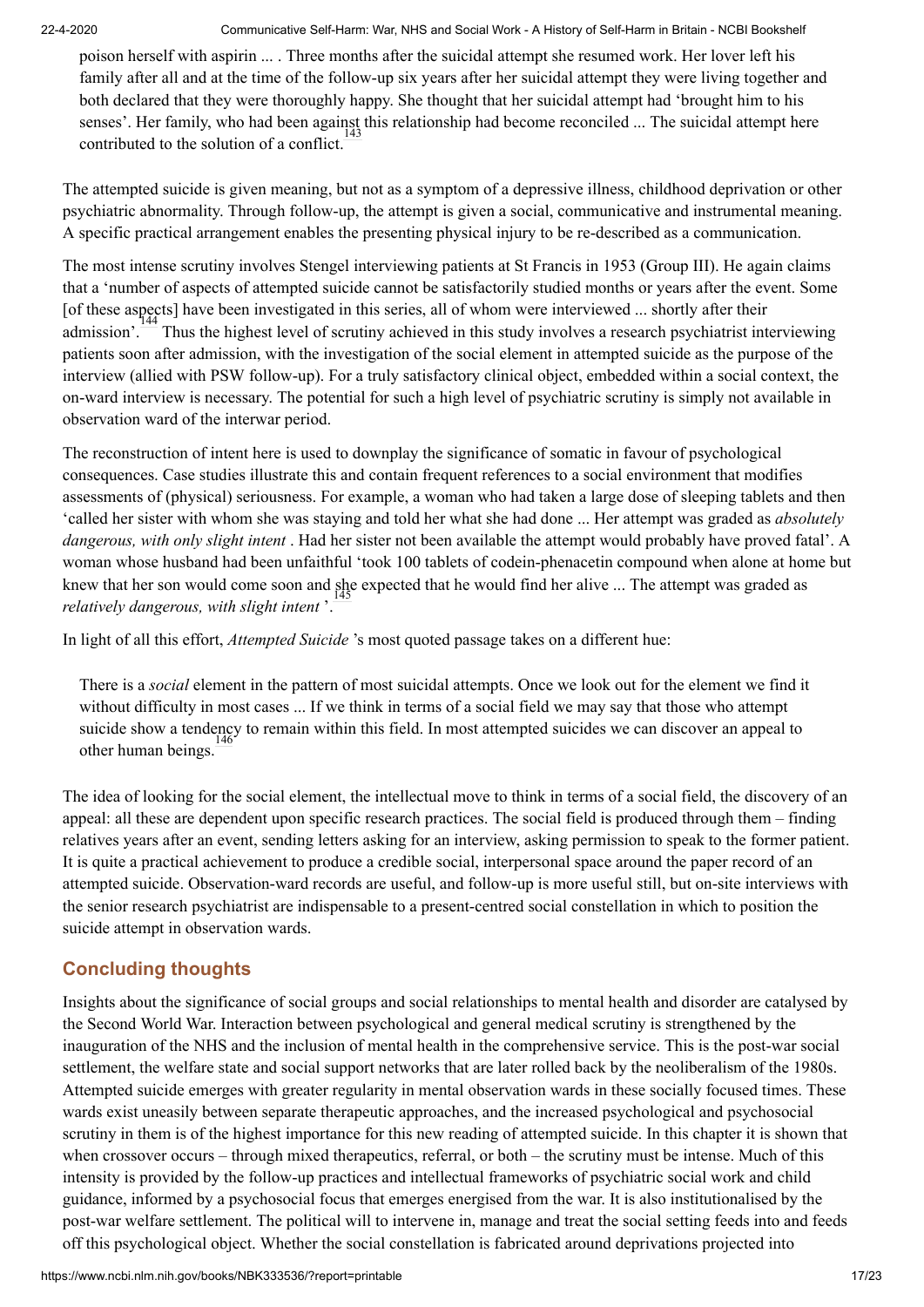> poison herself with aspirin ... . Three months after the suicidal attempt she resumed work. Her lover left his family after all and at the time of the follow-up six years after her suicidal attempt they were living together and both declared that they were thoroughly happy. She thought that her suicidal attempt had 'brought him to his senses'. Her family, who had been against this relationship had become reconciled ... The suicidal attempt here contributed to the solution of a conflict.[143]

The attempted suicide is given meaning, but not as a symptom of a depressive illness, childhood deprivation or other psychiatric abnormality. Through follow-up, the attempt is given a social, communicative and instrumental meaning. A specific practical arrangement enables the presenting physical injury to be re-described as a communication.

The most intense scrutiny involves Stengel interviewing patients at St Francis in 1953 (Group III). He again claims that a 'number of aspects of attempted suicide cannot be satisfactorily studied months or years after the event. Some [of these aspects] have been investigated in this series, all of whom were interviewed ... shortly after their admission'.[144] Thus the highest level of scrutiny achieved in this study involves a research psychiatrist interviewing patients soon after admission, with the investigation of the social element in attempted suicide as the purpose of the interview (allied with PSW follow-up). For a truly satisfactory clinical object, embedded within a social context, the on-ward interview is necessary. The potential for such a high level of psychiatric scrutiny is simply not available in observation ward of the interwar period.

The reconstruction of intent here is used to downplay the significance of somatic in favour of psychological consequences. Case studies illustrate this and contain frequent references to a social environment that modifies assessments of (physical) seriousness. For example, a woman who had taken a large dose of sleeping tablets and then 'called her sister with whom she was staying and told her what she had done ... Her attempt was graded as *absolutely dangerous, with only slight intent* . Had her sister not been available the attempt would probably have proved fatal'. A woman whose husband had been unfaithful 'took 100 tablets of codein-phenacetin compound when alone at home but knew that her son would come soon and she expected that he would find her alive ... The attempt was graded as *relatively dangerous, with slight intent* '.[145]

In light of all this effort, *Attempted Suicide* 's most quoted passage takes on a different hue:

> There is a *social* element in the pattern of most suicidal attempts. Once we look out for the element we find it without difficulty in most cases ... If we think in terms of a social field we may say that those who attempt suicide show a tendency to remain within this field. In most attempted suicides we can discover an appeal to other human beings.[146]

The idea of looking for the social element, the intellectual move to think in terms of a social field, the discovery of an appeal: all these are dependent upon specific research practices. The social field is produced through them – finding relatives years after an event, sending letters asking for an interview, asking permission to speak to the former patient. It is quite a practical achievement to produce a credible social, interpersonal space around the paper record of an attempted suicide. Observation-ward records are useful, and follow-up is more useful still, but on-site interviews with the senior research psychiatrist are indispensable to a present-centred social constellation in which to position the suicide attempt in observation wards.

## Concluding thoughts

Insights about the significance of social groups and social relationships to mental health and disorder are catalysed by the Second World War. Interaction between psychological and general medical scrutiny is strengthened by the inauguration of the NHS and the inclusion of mental health in the comprehensive service. This is the post-war social settlement, the welfare state and social support networks that are later rolled back by the neoliberalism of the 1980s. Attempted suicide emerges with greater regularity in mental observation wards in these socially focused times. These wards exist uneasily between separate therapeutic approaches, and the increased psychological and psychosocial scrutiny in them is of the highest importance for this new reading of attempted suicide. In this chapter it is shown that when crossover occurs – through mixed therapeutics, referral, or both – the scrutiny must be intense. Much of this intensity is provided by the follow-up practices and intellectual frameworks of psychiatric social work and child guidance, informed by a psychosocial focus that emerges energised from the war. It is also institutionalised by the post-war welfare settlement. The political will to intervene in, manage and treat the social setting feeds into and feeds off this psychological object. Whether the social constellation is fabricated around deprivations projected into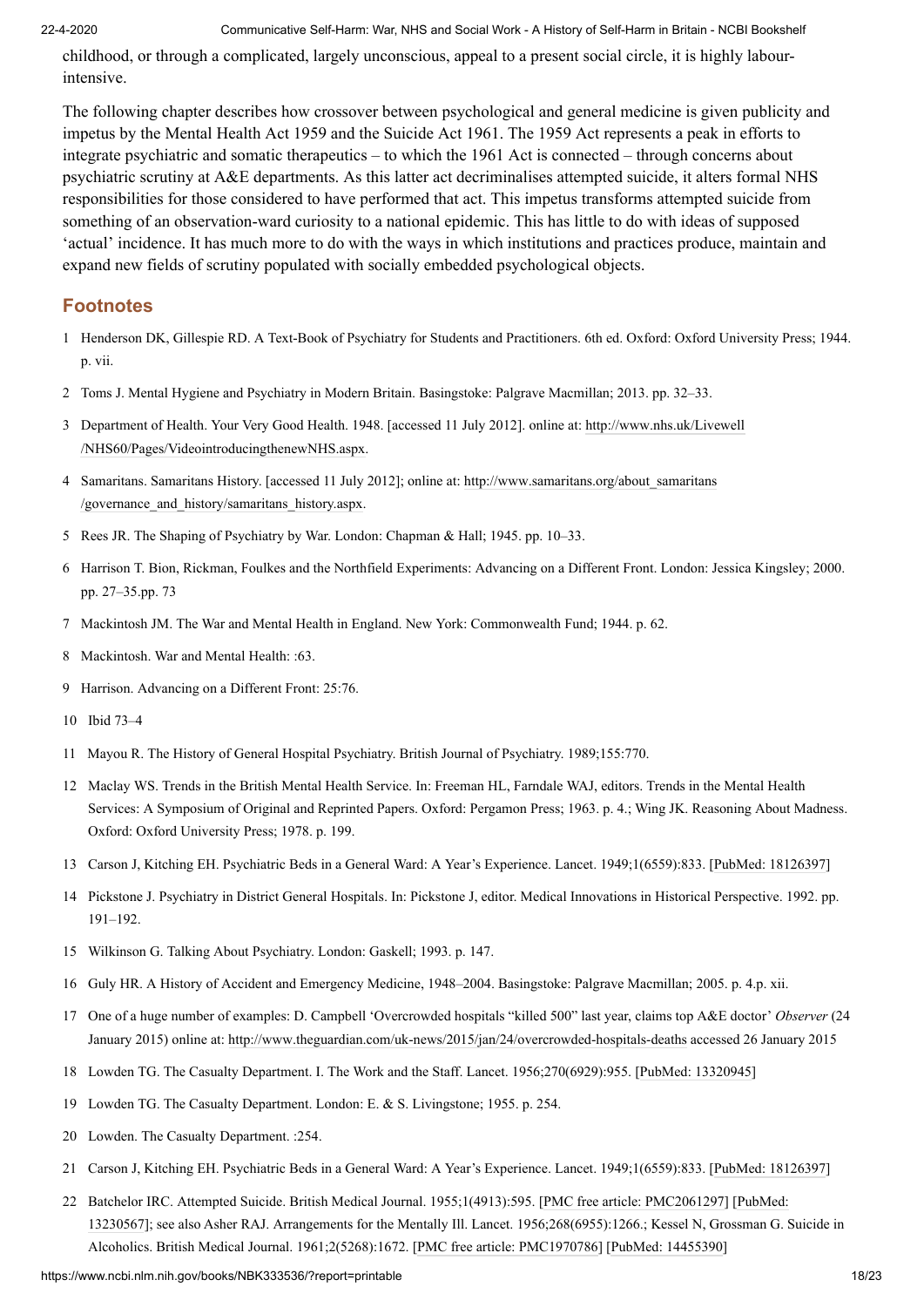childhood, or through a complicated, largely unconscious, appeal to a present social circle, it is highly labour-intensive.

The following chapter describes how crossover between psychological and general medicine is given publicity and impetus by the Mental Health Act 1959 and the Suicide Act 1961. The 1959 Act represents a peak in efforts to integrate psychiatric and somatic therapeutics – to which the 1961 Act is connected – through concerns about psychiatric scrutiny at A&E departments. As this latter act decriminalises attempted suicide, it alters formal NHS responsibilities for those considered to have performed that act. This impetus transforms attempted suicide from something of an observation-ward curiosity to a national epidemic. This has little to do with ideas of supposed 'actual' incidence. It has much more to do with the ways in which institutions and practices produce, maintain and expand new fields of scrutiny populated with socially embedded psychological objects.

## Footnotes

1. Henderson DK, Gillespie RD. A Text-Book of Psychiatry for Students and Practitioners. 6th ed. Oxford: Oxford University Press; 1944. p. vii.
2. Toms J. Mental Hygiene and Psychiatry in Modern Britain. Basingstoke: Palgrave Macmillan; 2013. pp. 32–33.
3. Department of Health. Your Very Good Health. 1948. [accessed 11 July 2012]. online at: http://www.nhs.uk/Livewell/NHS60/Pages/VideointroducingthenewNHS.aspx.
4. Samaritans. Samaritans History. [accessed 11 July 2012]; online at: http://www.samaritans.org/about_samaritans/governance_and_history/samaritans_history.aspx.
5. Rees JR. The Shaping of Psychiatry by War. London: Chapman & Hall; 1945. pp. 10–33.
6. Harrison T. Bion, Rickman, Foulkes and the Northfield Experiments: Advancing on a Different Front. London: Jessica Kingsley; 2000. pp. 27–35.pp. 73
7. Mackintosh JM. The War and Mental Health in England. New York: Commonwealth Fund; 1944. p. 62.
8. Mackintosh. War and Mental Health: :63.
9. Harrison. Advancing on a Different Front: 25:76.
10. Ibid 73–4
11. Mayou R. The History of General Hospital Psychiatry. British Journal of Psychiatry. 1989;155:770.
12. Maclay WS. Trends in the British Mental Health Service. In: Freeman HL, Farndale WAJ, editors. Trends in the Mental Health Services: A Symposium of Original and Reprinted Papers. Oxford: Pergamon Press; 1963. p. 4.; Wing JK. Reasoning About Madness. Oxford: Oxford University Press; 1978. p. 199.
13. Carson J, Kitching EH. Psychiatric Beds in a General Ward: A Year's Experience. Lancet. 1949;1(6559):833. [PubMed: 18126397]
14. Pickstone J. Psychiatry in District General Hospitals. In: Pickstone J, editor. Medical Innovations in Historical Perspective. 1992. pp. 191–192.
15. Wilkinson G. Talking About Psychiatry. London: Gaskell; 1993. p. 147.
16. Guly HR. A History of Accident and Emergency Medicine, 1948–2004. Basingstoke: Palgrave Macmillan; 2005. p. 4.p. xii.
17. One of a huge number of examples: D. Campbell 'Overcrowded hospitals "killed 500" last year, claims top A&E doctor' *Observer* (24 January 2015) online at: http://www.theguardian.com/uk-news/2015/jan/24/overcrowded-hospitals-deaths accessed 26 January 2015
18. Lowden TG. The Casualty Department. I. The Work and the Staff. Lancet. 1956;270(6929):955. [PubMed: 13320945]
19. Lowden TG. The Casualty Department. London: E. & S. Livingstone; 1955. p. 254.
20. Lowden. The Casualty Department. :254.
21. Carson J, Kitching EH. Psychiatric Beds in a General Ward: A Year's Experience. Lancet. 1949;1(6559):833. [PubMed: 18126397]
22. Batchelor IRC. Attempted Suicide. British Medical Journal. 1955;1(4913):595. [PMC free article: PMC2061297] [PubMed: 13230567]; see also Asher RAJ. Arrangements for the Mentally Ill. Lancet. 1956;268(6955):1266.; Kessel N, Grossman G. Suicide in Alcoholics. British Medical Journal. 1961;2(5268):1672. [PMC free article: PMC1970786] [PubMed: 14455390]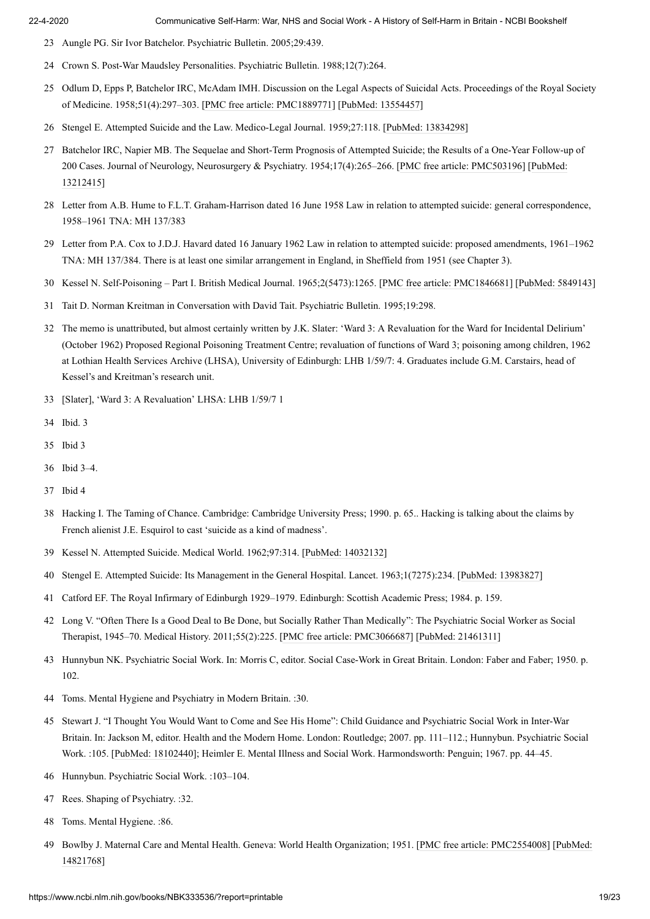23. Aungle PG. Sir Ivor Batchelor. Psychiatric Bulletin. 2005;29:439.
24. Crown S. Post-War Maudsley Personalities. Psychiatric Bulletin. 1988;12(7):264.
25. Odlum D, Epps P, Batchelor IRC, McAdam IMH. Discussion on the Legal Aspects of Suicidal Acts. Proceedings of the Royal Society of Medicine. 1958;51(4):297–303. [PMC free article: PMC1889771] [PubMed: 13554457]
26. Stengel E. Attempted Suicide and the Law. Medico-Legal Journal. 1959;27:118. [PubMed: 13834298]
27. Batchelor IRC, Napier MB. The Sequelae and Short-Term Prognosis of Attempted Suicide; the Results of a One-Year Follow-up of 200 Cases. Journal of Neurology, Neurosurgery & Psychiatry. 1954;17(4):265–266. [PMC free article: PMC503196] [PubMed: 13212415]
28. Letter from A.B. Hume to F.L.T. Graham-Harrison dated 16 June 1958 Law in relation to attempted suicide: general correspondence, 1958–1961 TNA: MH 137/383
29. Letter from P.A. Cox to J.D.J. Havard dated 16 January 1962 Law in relation to attempted suicide: proposed amendments, 1961–1962 TNA: MH 137/384. There is at least one similar arrangement in England, in Sheffield from 1951 (see Chapter 3).
30. Kessel N. Self-Poisoning – Part I. British Medical Journal. 1965;2(5473):1265. [PMC free article: PMC1846681] [PubMed: 5849143]
31. Tait D. Norman Kreitman in Conversation with David Tait. Psychiatric Bulletin. 1995;19:298.
32. The memo is unattributed, but almost certainly written by J.K. Slater: 'Ward 3: A Revaluation for the Ward for Incidental Delirium' (October 1962) Proposed Regional Poisoning Treatment Centre; revaluation of functions of Ward 3; poisoning among children, 1962 at Lothian Health Services Archive (LHSA), University of Edinburgh: LHB 1/59/7: 4. Graduates include G.M. Carstairs, head of Kessel's and Kreitman's research unit.
33. [Slater], 'Ward 3: A Revaluation' LHSA: LHB 1/59/7 1
34. Ibid. 3
35. Ibid 3
36. Ibid 3–4.
37. Ibid 4
38. Hacking I. The Taming of Chance. Cambridge: Cambridge University Press; 1990. p. 65.. Hacking is talking about the claims by French alienist J.E. Esquirol to cast 'suicide as a kind of madness'.
39. Kessel N. Attempted Suicide. Medical World. 1962;97:314. [PubMed: 14032132]
40. Stengel E. Attempted Suicide: Its Management in the General Hospital. Lancet. 1963;1(7275):234. [PubMed: 13983827]
41. Catford EF. The Royal Infirmary of Edinburgh 1929–1979. Edinburgh: Scottish Academic Press; 1984. p. 159.
42. Long V. "Often There Is a Good Deal to Be Done, but Socially Rather Than Medically": The Psychiatric Social Worker as Social Therapist, 1945–70. Medical History. 2011;55(2):225. [PMC free article: PMC3066687] [PubMed: 21461311]
43. Hunnybun NK. Psychiatric Social Work. In: Morris C, editor. Social Case-Work in Great Britain. London: Faber and Faber; 1950. p. 102.
44. Toms. Mental Hygiene and Psychiatry in Modern Britain. :30.
45. Stewart J. "I Thought You Would Want to Come and See His Home": Child Guidance and Psychiatric Social Work in Inter-War Britain. In: Jackson M, editor. Health and the Modern Home. London: Routledge; 2007. pp. 111–112.; Hunnybun. Psychiatric Social Work. :105. [PubMed: 18102440]; Heimler E. Mental Illness and Social Work. Harmondsworth: Penguin; 1967. pp. 44–45.
46. Hunnybun. Psychiatric Social Work. :103–104.
47. Rees. Shaping of Psychiatry. :32.
48. Toms. Mental Hygiene. :86.
49. Bowlby J. Maternal Care and Mental Health. Geneva: World Health Organization; 1951. [PMC free article: PMC2554008] [PubMed: 14821768]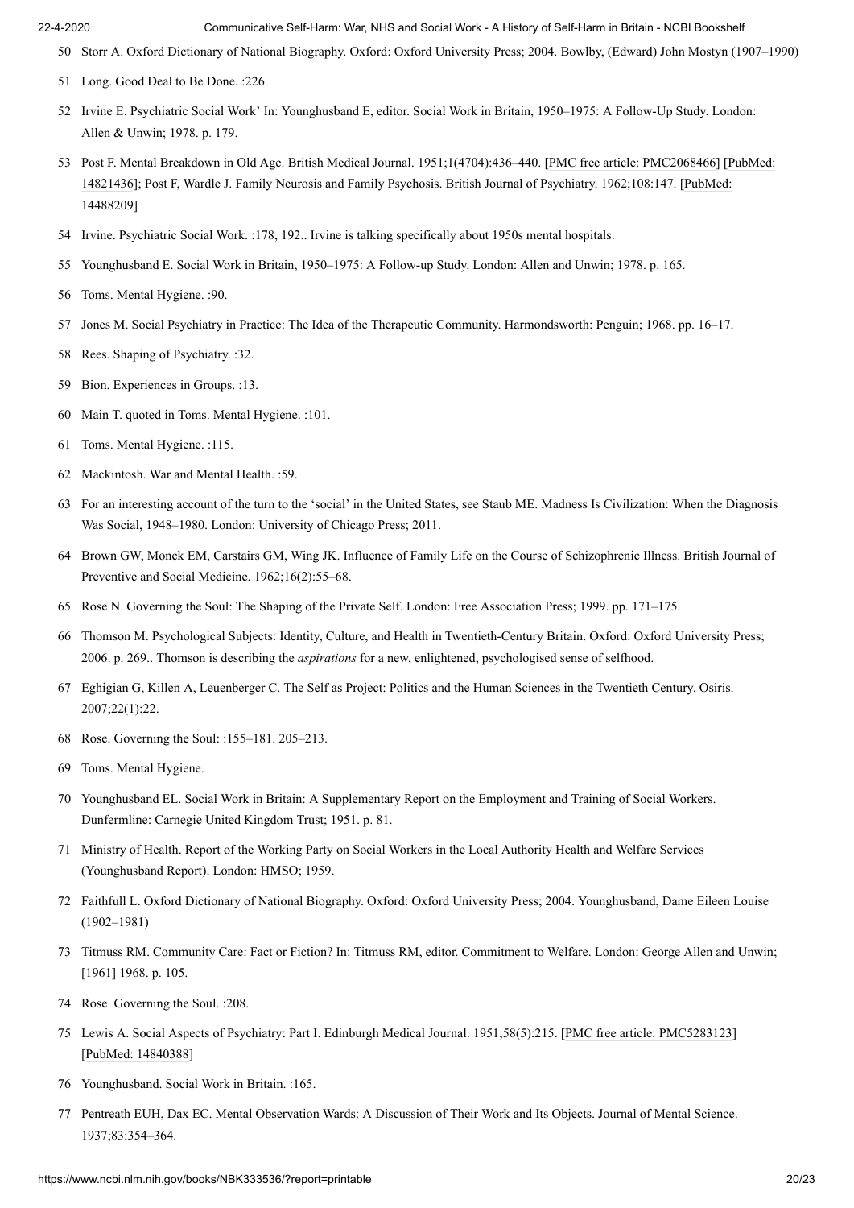50 Storr A. Oxford Dictionary of National Biography. Oxford: Oxford University Press; 2004. Bowlby, (Edward) John Mostyn (1907–1990)

51 Long. Good Deal to Be Done. :226.

52 Irvine E. Psychiatric Social Work' In: Younghusband E, editor. Social Work in Britain, 1950–1975: A Follow-Up Study. London: Allen & Unwin; 1978. p. 179.

53 Post F. Mental Breakdown in Old Age. British Medical Journal. 1951;1(4704):436–440. [PMC free article: PMC2068466] [PubMed: 14821436]; Post F, Wardle J. Family Neurosis and Family Psychosis. British Journal of Psychiatry. 1962;108:147. [PubMed: 14488209]

54 Irvine. Psychiatric Social Work. :178, 192.. Irvine is talking specifically about 1950s mental hospitals.

55 Younghusband E. Social Work in Britain, 1950–1975: A Follow-up Study. London: Allen and Unwin; 1978. p. 165.

56 Toms. Mental Hygiene. :90.

57 Jones M. Social Psychiatry in Practice: The Idea of the Therapeutic Community. Harmondsworth: Penguin; 1968. pp. 16–17.

58 Rees. Shaping of Psychiatry. :32.

59 Bion. Experiences in Groups. :13.

60 Main T. quoted in Toms. Mental Hygiene. :101.

61 Toms. Mental Hygiene. :115.

62 Mackintosh. War and Mental Health. :59.

63 For an interesting account of the turn to the 'social' in the United States, see Staub ME. Madness Is Civilization: When the Diagnosis Was Social, 1948–1980. London: University of Chicago Press; 2011.

64 Brown GW, Monck EM, Carstairs GM, Wing JK. Influence of Family Life on the Course of Schizophrenic Illness. British Journal of Preventive and Social Medicine. 1962;16(2):55–68.

65 Rose N. Governing the Soul: The Shaping of the Private Self. London: Free Association Press; 1999. pp. 171–175.

66 Thomson M. Psychological Subjects: Identity, Culture, and Health in Twentieth-Century Britain. Oxford: Oxford University Press; 2006. p. 269.. Thomson is describing the *aspirations* for a new, enlightened, psychologised sense of selfhood.

67 Eghigian G, Killen A, Leuenberger C. The Self as Project: Politics and the Human Sciences in the Twentieth Century. Osiris. 2007;22(1):22.

68 Rose. Governing the Soul: :155–181. 205–213.

69 Toms. Mental Hygiene.

70 Younghusband EL. Social Work in Britain: A Supplementary Report on the Employment and Training of Social Workers. Dunfermline: Carnegie United Kingdom Trust; 1951. p. 81.

71 Ministry of Health. Report of the Working Party on Social Workers in the Local Authority Health and Welfare Services (Younghusband Report). London: HMSO; 1959.

72 Faithfull L. Oxford Dictionary of National Biography. Oxford: Oxford University Press; 2004. Younghusband, Dame Eileen Louise (1902–1981)

73 Titmuss RM. Community Care: Fact or Fiction? In: Titmuss RM, editor. Commitment to Welfare. London: George Allen and Unwin; [1961] 1968. p. 105.

74 Rose. Governing the Soul. :208.

75 Lewis A. Social Aspects of Psychiatry: Part I. Edinburgh Medical Journal. 1951;58(5):215. [PMC free article: PMC5283123] [PubMed: 14840388]

76 Younghusband. Social Work in Britain. :165.

77 Pentreath EUH, Dax EC. Mental Observation Wards: A Discussion of Their Work and Its Objects. Journal of Mental Science. 1937;83:354–364.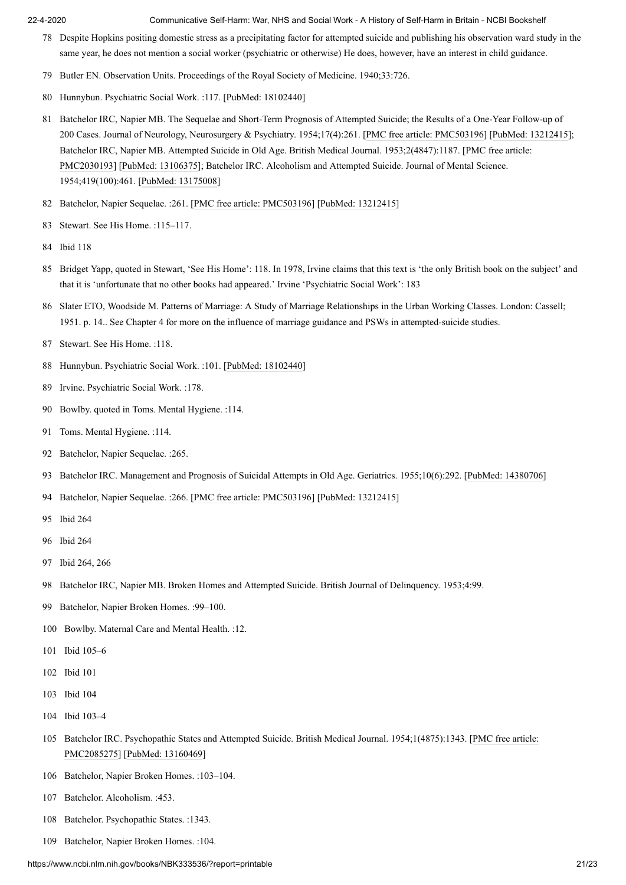78. Despite Hopkins positing domestic stress as a precipitating factor for attempted suicide and publishing his observation ward study in the same year, he does not mention a social worker (psychiatric or otherwise) He does, however, have an interest in child guidance.
79. Butler EN. Observation Units. Proceedings of the Royal Society of Medicine. 1940;33:726.
80. Hunnybun. Psychiatric Social Work. :117. [PubMed: 18102440]
81. Batchelor IRC, Napier MB. The Sequelae and Short-Term Prognosis of Attempted Suicide; the Results of a One-Year Follow-up of 200 Cases. Journal of Neurology, Neurosurgery & Psychiatry. 1954;17(4):261. [PMC free article: PMC503196] [PubMed: 13212415]; Batchelor IRC, Napier MB. Attempted Suicide in Old Age. British Medical Journal. 1953;2(4847):1187. [PMC free article: PMC2030193] [PubMed: 13106375]; Batchelor IRC. Alcoholism and Attempted Suicide. Journal of Mental Science. 1954;419(100):461. [PubMed: 13175008]
82. Batchelor, Napier Sequelae. :261. [PMC free article: PMC503196] [PubMed: 13212415]
83. Stewart. See His Home. :115–117.
84. Ibid 118
85. Bridget Yapp, quoted in Stewart, 'See His Home': 118. In 1978, Irvine claims that this text is 'the only British book on the subject' and that it is 'unfortunate that no other books had appeared.' Irvine 'Psychiatric Social Work': 183
86. Slater ETO, Woodside M. Patterns of Marriage: A Study of Marriage Relationships in the Urban Working Classes. London: Cassell; 1951. p. 14.. See Chapter 4 for more on the influence of marriage guidance and PSWs in attempted-suicide studies.
87. Stewart. See His Home. :118.
88. Hunnybun. Psychiatric Social Work. :101. [PubMed: 18102440]
89. Irvine. Psychiatric Social Work. :178.
90. Bowlby. quoted in Toms. Mental Hygiene. :114.
91. Toms. Mental Hygiene. :114.
92. Batchelor, Napier Sequelae. :265.
93. Batchelor IRC. Management and Prognosis of Suicidal Attempts in Old Age. Geriatrics. 1955;10(6):292. [PubMed: 14380706]
94. Batchelor, Napier Sequelae. :266. [PMC free article: PMC503196] [PubMed: 13212415]
95. Ibid 264
96. Ibid 264
97. Ibid 264, 266
98. Batchelor IRC, Napier MB. Broken Homes and Attempted Suicide. British Journal of Delinquency. 1953;4:99.
99. Batchelor, Napier Broken Homes. :99–100.
100. Bowlby. Maternal Care and Mental Health. :12.
101. Ibid 105–6
102. Ibid 101
103. Ibid 104
104. Ibid 103–4
105. Batchelor IRC. Psychopathic States and Attempted Suicide. British Medical Journal. 1954;1(4875):1343. [PMC free article: PMC2085275] [PubMed: 13160469]
106. Batchelor, Napier Broken Homes. :103–104.
107. Batchelor. Alcoholism. :453.
108. Batchelor. Psychopathic States. :1343.
109. Batchelor, Napier Broken Homes. :104.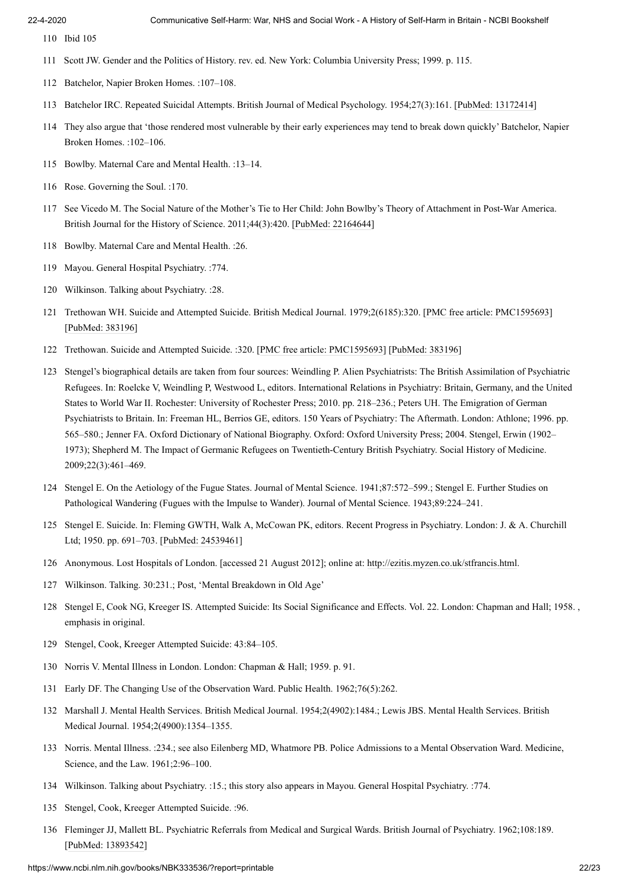110 Ibid 105

111 Scott JW. Gender and the Politics of History. rev. ed. New York: Columbia University Press; 1999. p. 115.

112 Batchelor, Napier Broken Homes. :107–108.

113 Batchelor IRC. Repeated Suicidal Attempts. British Journal of Medical Psychology. 1954;27(3):161. [PubMed: 13172414]

114 They also argue that 'those rendered most vulnerable by their early experiences may tend to break down quickly' Batchelor, Napier Broken Homes. :102–106.

115 Bowlby. Maternal Care and Mental Health. :13–14.

116 Rose. Governing the Soul. :170.

117 See Vicedo M. The Social Nature of the Mother's Tie to Her Child: John Bowlby's Theory of Attachment in Post-War America. British Journal for the History of Science. 2011;44(3):420. [PubMed: 22164644]

118 Bowlby. Maternal Care and Mental Health. :26.

119 Mayou. General Hospital Psychiatry. :774.

120 Wilkinson. Talking about Psychiatry. :28.

121 Trethowan WH. Suicide and Attempted Suicide. British Medical Journal. 1979;2(6185):320. [PMC free article: PMC1595693] [PubMed: 383196]

122 Trethowan. Suicide and Attempted Suicide. :320. [PMC free article: PMC1595693] [PubMed: 383196]

123 Stengel's biographical details are taken from four sources: Weindling P. Alien Psychiatrists: The British Assimilation of Psychiatric Refugees. In: Roelcke V, Weindling P, Westwood L, editors. International Relations in Psychiatry: Britain, Germany, and the United States to World War II. Rochester: University of Rochester Press; 2010. pp. 218–236.; Peters UH. The Emigration of German Psychiatrists to Britain. In: Freeman HL, Berrios GE, editors. 150 Years of Psychiatry: The Aftermath. London: Athlone; 1996. pp. 565–580.; Jenner FA. Oxford Dictionary of National Biography. Oxford: Oxford University Press; 2004. Stengel, Erwin (1902–1973); Shepherd M. The Impact of Germanic Refugees on Twentieth-Century British Psychiatry. Social History of Medicine. 2009;22(3):461–469.

124 Stengel E. On the Aetiology of the Fugue States. Journal of Mental Science. 1941;87:572–599.; Stengel E. Further Studies on Pathological Wandering (Fugues with the Impulse to Wander). Journal of Mental Science. 1943;89:224–241.

125 Stengel E. Suicide. In: Fleming GWTH, Walk A, McCowan PK, editors. Recent Progress in Psychiatry. London: J. & A. Churchill Ltd; 1950. pp. 691–703. [PubMed: 24539461]

126 Anonymous. Lost Hospitals of London. [accessed 21 August 2012]; online at: http://ezitis.myzen.co.uk/stfrancis.html.

127 Wilkinson. Talking. 30:231.; Post, 'Mental Breakdown in Old Age'

128 Stengel E, Cook NG, Kreeger IS. Attempted Suicide: Its Social Significance and Effects. Vol. 22. London: Chapman and Hall; 1958. , emphasis in original.

129 Stengel, Cook, Kreeger Attempted Suicide: 43:84–105.

130 Norris V. Mental Illness in London. London: Chapman & Hall; 1959. p. 91.

131 Early DF. The Changing Use of the Observation Ward. Public Health. 1962;76(5):262.

132 Marshall J. Mental Health Services. British Medical Journal. 1954;2(4902):1484.; Lewis JBS. Mental Health Services. British Medical Journal. 1954;2(4900):1354–1355.

133 Norris. Mental Illness. :234.; see also Eilenberg MD, Whatmore PB. Police Admissions to a Mental Observation Ward. Medicine, Science, and the Law. 1961;2:96–100.

134 Wilkinson. Talking about Psychiatry. :15.; this story also appears in Mayou. General Hospital Psychiatry. :774.

135 Stengel, Cook, Kreeger Attempted Suicide. :96.

136 Fleminger JJ, Mallett BL. Psychiatric Referrals from Medical and Surgical Wards. British Journal of Psychiatry. 1962;108:189. [PubMed: 13893542]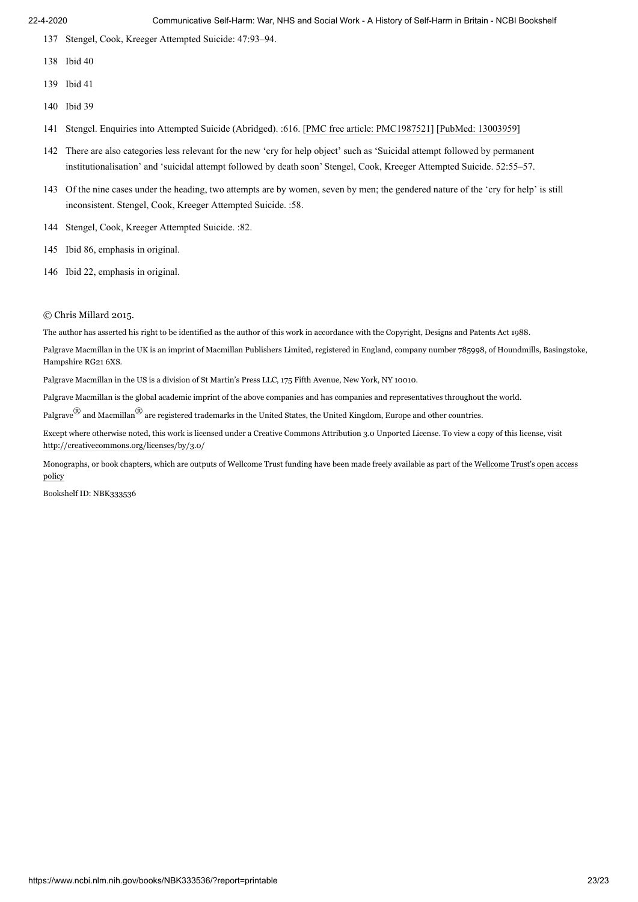137 Stengel, Cook, Kreeger Attempted Suicide: 47:93–94.

138 Ibid 40

139 Ibid 41

140 Ibid 39

141 Stengel. Enquiries into Attempted Suicide (Abridged). :616. [PMC free article: PMC1987521] [PubMed: 13003959]

142 There are also categories less relevant for the new 'cry for help object' such as 'Suicidal attempt followed by permanent institutionalisation' and 'suicidal attempt followed by death soon' Stengel, Cook, Kreeger Attempted Suicide. 52:55–57.

143 Of the nine cases under the heading, two attempts are by women, seven by men; the gendered nature of the 'cry for help' is still inconsistent. Stengel, Cook, Kreeger Attempted Suicide. :58.

144 Stengel, Cook, Kreeger Attempted Suicide. :82.

145 Ibid 86, emphasis in original.

146 Ibid 22, emphasis in original.

© Chris Millard 2015.

The author has asserted his right to be identified as the author of this work in accordance with the Copyright, Designs and Patents Act 1988.

Palgrave Macmillan in the UK is an imprint of Macmillan Publishers Limited, registered in England, company number 785998, of Houndmills, Basingstoke, Hampshire RG21 6XS.

Palgrave Macmillan in the US is a division of St Martin's Press LLC, 175 Fifth Avenue, New York, NY 10010.

Palgrave Macmillan is the global academic imprint of the above companies and has companies and representatives throughout the world.

Palgrave® and Macmillan® are registered trademarks in the United States, the United Kingdom, Europe and other countries.

Except where otherwise noted, this work is licensed under a Creative Commons Attribution 3.0 Unported License. To view a copy of this license, visit http://creativecommons.org/licenses/by/3.0/

Monographs, or book chapters, which are outputs of Wellcome Trust funding have been made freely available as part of the Wellcome Trust's open access policy

Bookshelf ID: NBK333536